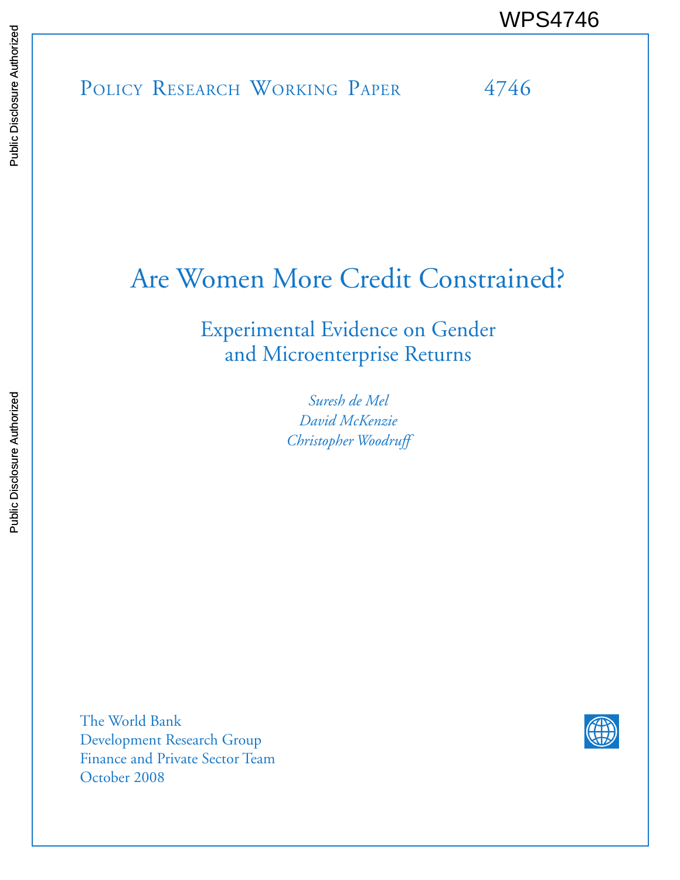WPS4746

POLICY RESEARCH WORKING PAPER 4746

# Are Women More Credit Constrained?

## Experimental Evidence on Gender and Microenterprise Returns

*Suresh de Mel*
*David McKenzie*
*Christopher Woodruff*

The World Bank
Development Research Group
Finance and Private Sector Team
October 2008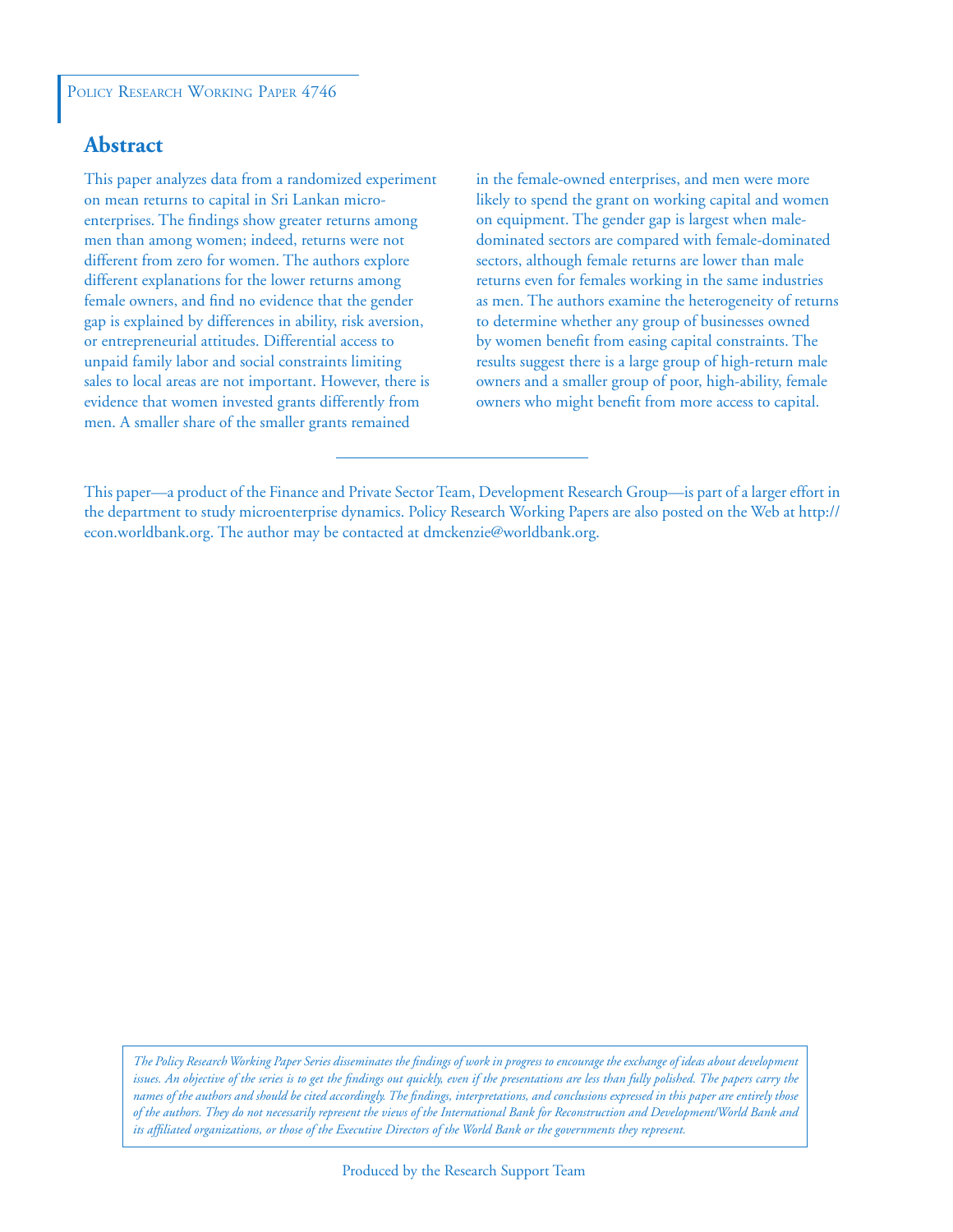Policy Research Working Paper 4746

## Abstract

This paper analyzes data from a randomized experiment on mean returns to capital in Sri Lankan micro-enterprises. The findings show greater returns among men than among women; indeed, returns were not different from zero for women. The authors explore different explanations for the lower returns among female owners, and find no evidence that the gender gap is explained by differences in ability, risk aversion, or entrepreneurial attitudes. Differential access to unpaid family labor and social constraints limiting sales to local areas are not important. However, there is evidence that women invested grants differently from men. A smaller share of the smaller grants remained in the female-owned enterprises, and men were more likely to spend the grant on working capital and women on equipment. The gender gap is largest when male-dominated sectors are compared with female-dominated sectors, although female returns are lower than male returns even for females working in the same industries as men. The authors examine the heterogeneity of returns to determine whether any group of businesses owned by women benefit from easing capital constraints. The results suggest there is a large group of high-return male owners and a smaller group of poor, high-ability, female owners who might benefit from more access to capital.

This paper—a product of the Finance and Private Sector Team, Development Research Group—is part of a larger effort in the department to study microenterprise dynamics. Policy Research Working Papers are also posted on the Web at http://econ.worldbank.org. The author may be contacted at dmckenzie@worldbank.org.

*The Policy Research Working Paper Series disseminates the findings of work in progress to encourage the exchange of ideas about development issues. An objective of the series is to get the findings out quickly, even if the presentations are less than fully polished. The papers carry the names of the authors and should be cited accordingly. The findings, interpretations, and conclusions expressed in this paper are entirely those of the authors. They do not necessarily represent the views of the International Bank for Reconstruction and Development/World Bank and its affiliated organizations, or those of the Executive Directors of the World Bank or the governments they represent.*

Produced by the Research Support Team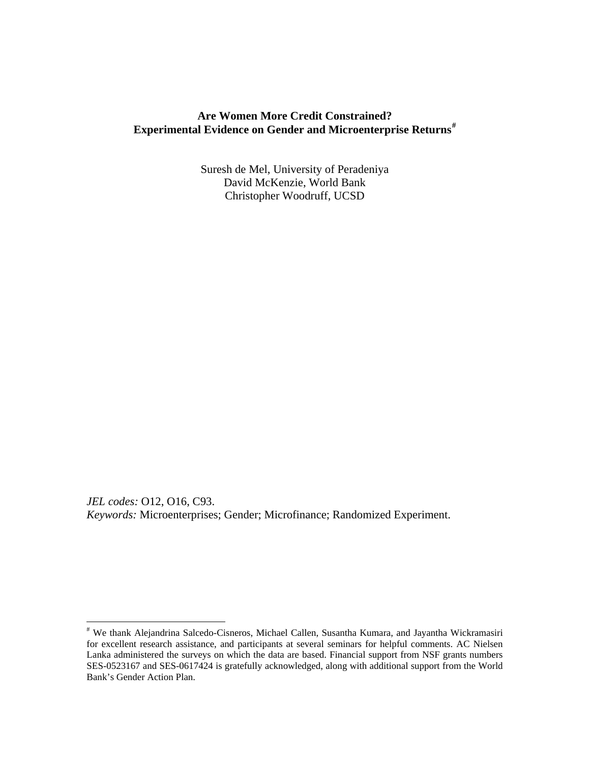**Are Women More Credit Constrained?**
**Experimental Evidence on Gender and Microenterprise Returns[#]**

Suresh de Mel, University of Peradeniya
David McKenzie, World Bank
Christopher Woodruff, UCSD

*JEL codes:* O12, O16, C93.
*Keywords:* Microenterprises; Gender; Microfinance; Randomized Experiment.

---

[#] We thank Alejandrina Salcedo-Cisneros, Michael Callen, Susantha Kumara, and Jayantha Wickramasiri for excellent research assistance, and participants at several seminars for helpful comments. AC Nielsen Lanka administered the surveys on which the data are based. Financial support from NSF grants numbers SES-0523167 and SES-0617424 is gratefully acknowledged, along with additional support from the World Bank's Gender Action Plan.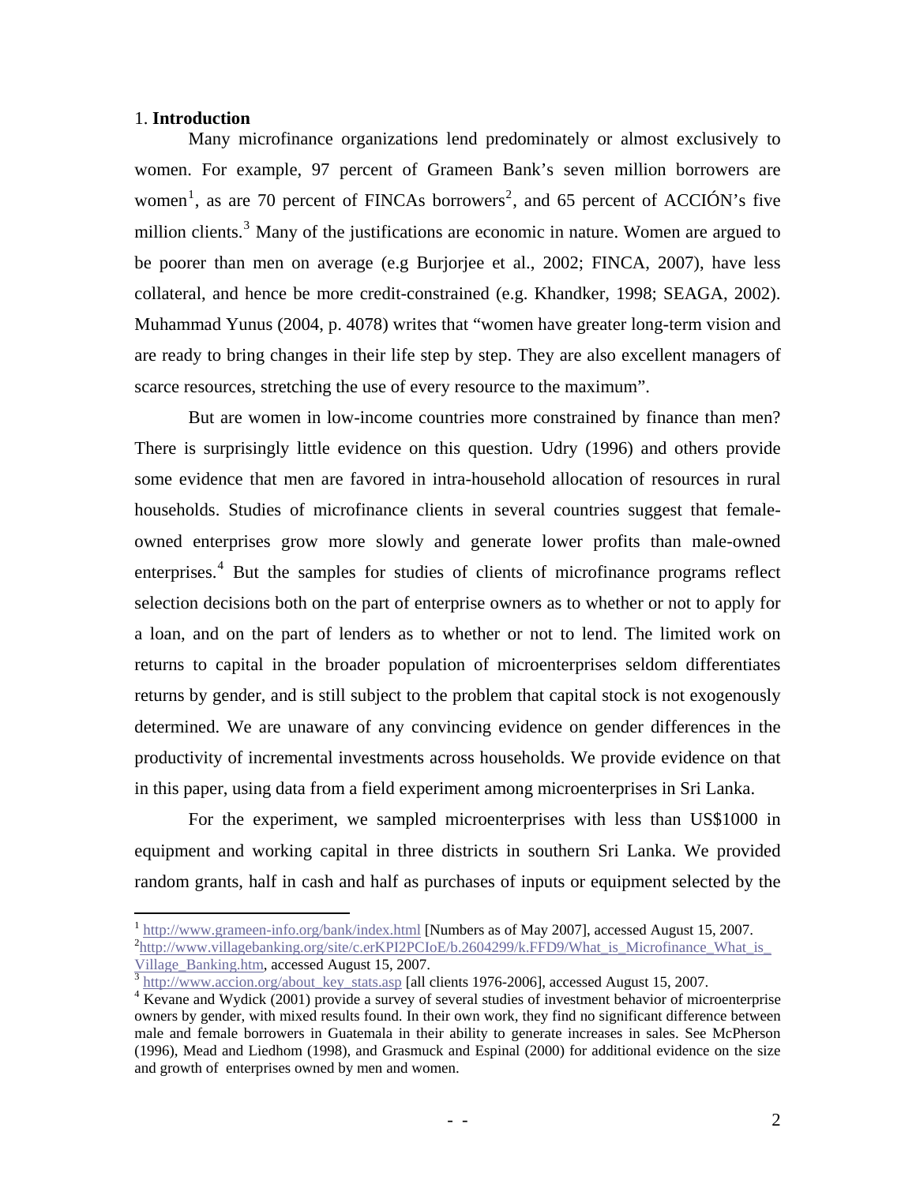## 1. **Introduction**

Many microfinance organizations lend predominately or almost exclusively to women. For example, 97 percent of Grameen Bank's seven million borrowers are women[1], as are 70 percent of FINCAs borrowers[2], and 65 percent of ACCIÓN's five million clients.[3] Many of the justifications are economic in nature. Women are argued to be poorer than men on average (e.g Burjorjee et al., 2002; FINCA, 2007), have less collateral, and hence be more credit-constrained (e.g. Khandker, 1998; SEAGA, 2002). Muhammad Yunus (2004, p. 4078) writes that "women have greater long-term vision and are ready to bring changes in their life step by step. They are also excellent managers of scarce resources, stretching the use of every resource to the maximum".

But are women in low-income countries more constrained by finance than men? There is surprisingly little evidence on this question. Udry (1996) and others provide some evidence that men are favored in intra-household allocation of resources in rural households. Studies of microfinance clients in several countries suggest that female-owned enterprises grow more slowly and generate lower profits than male-owned enterprises.[4] But the samples for studies of clients of microfinance programs reflect selection decisions both on the part of enterprise owners as to whether or not to apply for a loan, and on the part of lenders as to whether or not to lend. The limited work on returns to capital in the broader population of microenterprises seldom differentiates returns by gender, and is still subject to the problem that capital stock is not exogenously determined. We are unaware of any convincing evidence on gender differences in the productivity of incremental investments across households. We provide evidence on that in this paper, using data from a field experiment among microenterprises in Sri Lanka.

For the experiment, we sampled microenterprises with less than US$1000 in equipment and working capital in three districts in southern Sri Lanka. We provided random grants, half in cash and half as purchases of inputs or equipment selected by the

---

[1] http://www.grameen-info.org/bank/index.html [Numbers as of May 2007], accessed August 15, 2007.

[2] http://www.villagebanking.org/site/c.erKPI2PCIoE/b.2604299/k.FFD9/What_is_Microfinance_What_is_Village_Banking.htm, accessed August 15, 2007.

[3] http://www.accion.org/about_key_stats.asp [all clients 1976-2006], accessed August 15, 2007.

[4] Kevane and Wydick (2001) provide a survey of several studies of investment behavior of microenterprise owners by gender, with mixed results found. In their own work, they find no significant difference between male and female borrowers in Guatemala in their ability to generate increases in sales. See McPherson (1996), Mead and Liedhom (1998), and Grasmuck and Espinal (2000) for additional evidence on the size and growth of enterprises owned by men and women.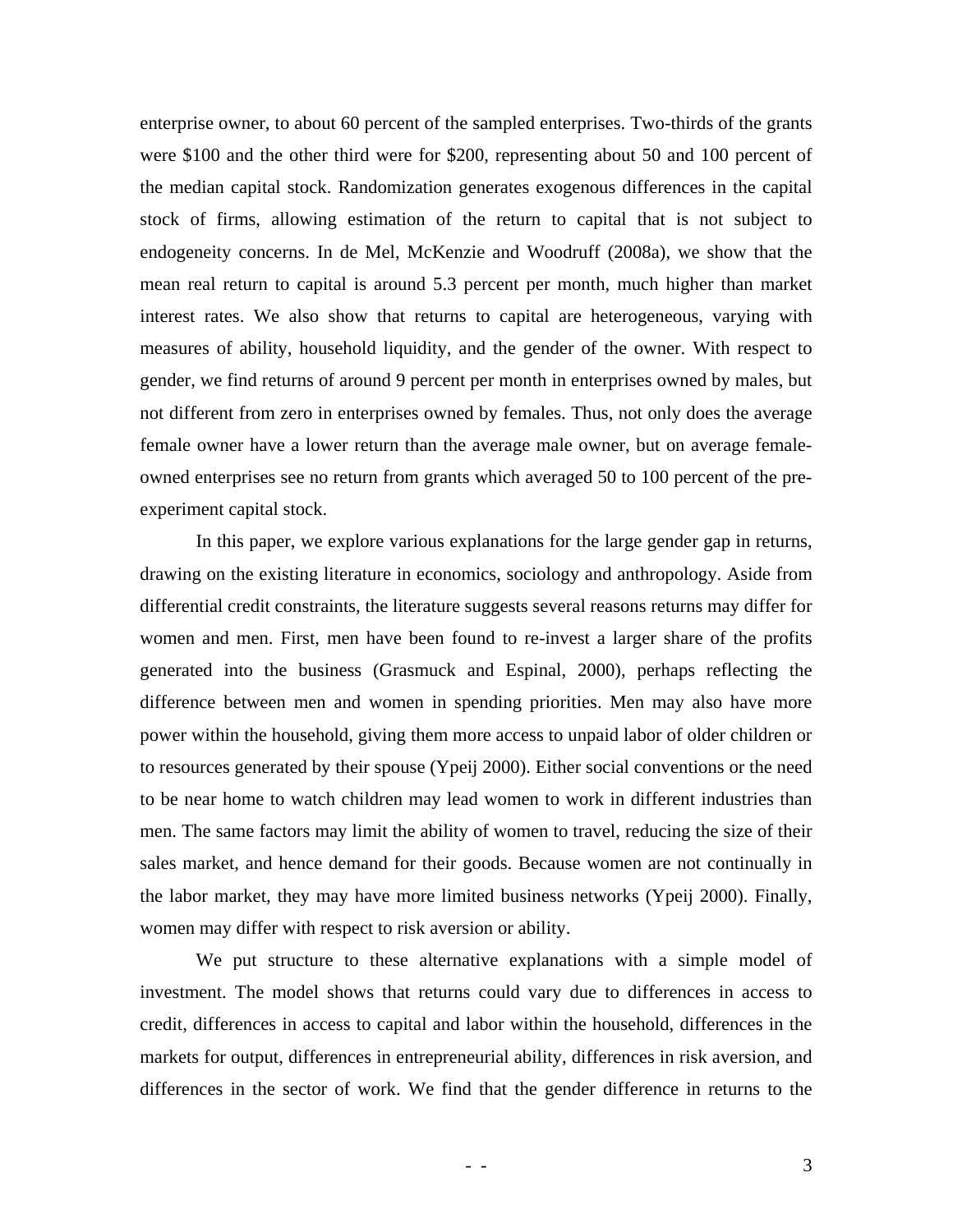enterprise owner, to about 60 percent of the sampled enterprises. Two-thirds of the grants were $100 and the other third were for $200, representing about 50 and 100 percent of the median capital stock. Randomization generates exogenous differences in the capital stock of firms, allowing estimation of the return to capital that is not subject to endogeneity concerns. In de Mel, McKenzie and Woodruff (2008a), we show that the mean real return to capital is around 5.3 percent per month, much higher than market interest rates. We also show that returns to capital are heterogeneous, varying with measures of ability, household liquidity, and the gender of the owner. With respect to gender, we find returns of around 9 percent per month in enterprises owned by males, but not different from zero in enterprises owned by females. Thus, not only does the average female owner have a lower return than the average male owner, but on average female-owned enterprises see no return from grants which averaged 50 to 100 percent of the pre-experiment capital stock.

In this paper, we explore various explanations for the large gender gap in returns, drawing on the existing literature in economics, sociology and anthropology. Aside from differential credit constraints, the literature suggests several reasons returns may differ for women and men. First, men have been found to re-invest a larger share of the profits generated into the business (Grasmuck and Espinal, 2000), perhaps reflecting the difference between men and women in spending priorities. Men may also have more power within the household, giving them more access to unpaid labor of older children or to resources generated by their spouse (Ypeij 2000). Either social conventions or the need to be near home to watch children may lead women to work in different industries than men. The same factors may limit the ability of women to travel, reducing the size of their sales market, and hence demand for their goods. Because women are not continually in the labor market, they may have more limited business networks (Ypeij 2000). Finally, women may differ with respect to risk aversion or ability.

We put structure to these alternative explanations with a simple model of investment. The model shows that returns could vary due to differences in access to credit, differences in access to capital and labor within the household, differences in the markets for output, differences in entrepreneurial ability, differences in risk aversion, and differences in the sector of work. We find that the gender difference in returns to the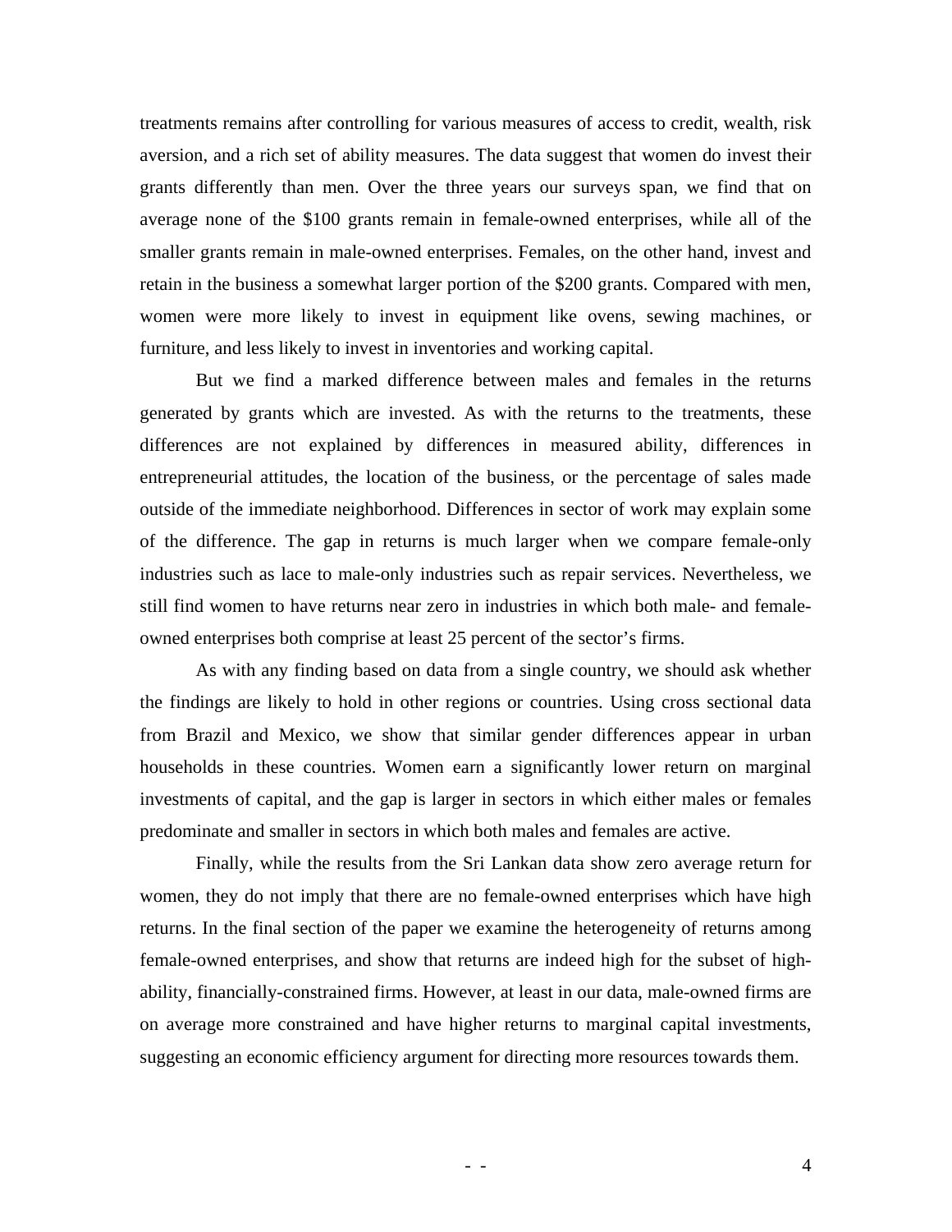treatments remains after controlling for various measures of access to credit, wealth, risk aversion, and a rich set of ability measures. The data suggest that women do invest their grants differently than men. Over the three years our surveys span, we find that on average none of the $100 grants remain in female-owned enterprises, while all of the smaller grants remain in male-owned enterprises. Females, on the other hand, invest and retain in the business a somewhat larger portion of the $200 grants. Compared with men, women were more likely to invest in equipment like ovens, sewing machines, or furniture, and less likely to invest in inventories and working capital.

But we find a marked difference between males and females in the returns generated by grants which are invested. As with the returns to the treatments, these differences are not explained by differences in measured ability, differences in entrepreneurial attitudes, the location of the business, or the percentage of sales made outside of the immediate neighborhood. Differences in sector of work may explain some of the difference. The gap in returns is much larger when we compare female-only industries such as lace to male-only industries such as repair services. Nevertheless, we still find women to have returns near zero in industries in which both male- and female-owned enterprises both comprise at least 25 percent of the sector's firms.

As with any finding based on data from a single country, we should ask whether the findings are likely to hold in other regions or countries. Using cross sectional data from Brazil and Mexico, we show that similar gender differences appear in urban households in these countries. Women earn a significantly lower return on marginal investments of capital, and the gap is larger in sectors in which either males or females predominate and smaller in sectors in which both males and females are active.

Finally, while the results from the Sri Lankan data show zero average return for women, they do not imply that there are no female-owned enterprises which have high returns. In the final section of the paper we examine the heterogeneity of returns among female-owned enterprises, and show that returns are indeed high for the subset of high-ability, financially-constrained firms. However, at least in our data, male-owned firms are on average more constrained and have higher returns to marginal capital investments, suggesting an economic efficiency argument for directing more resources towards them.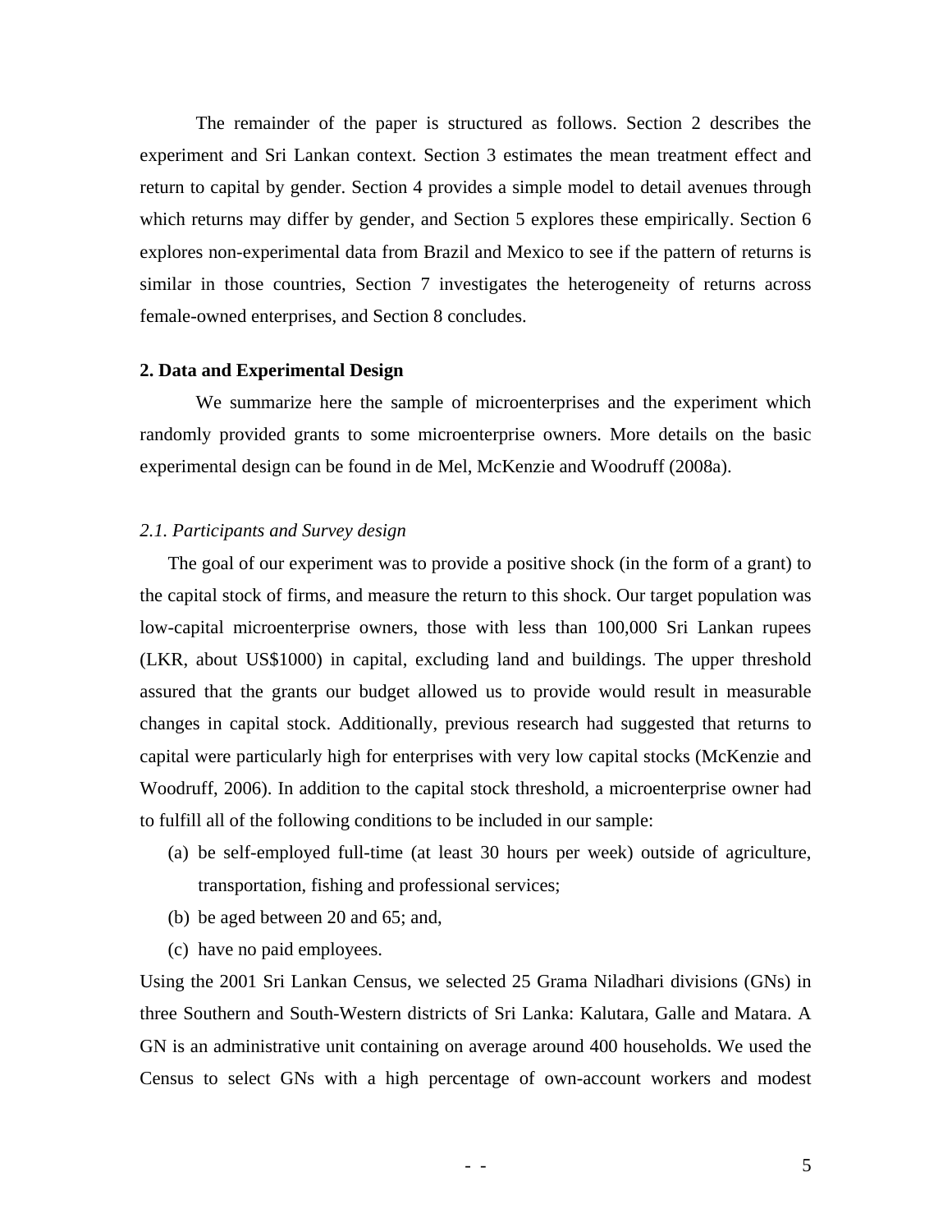The remainder of the paper is structured as follows. Section 2 describes the experiment and Sri Lankan context. Section 3 estimates the mean treatment effect and return to capital by gender. Section 4 provides a simple model to detail avenues through which returns may differ by gender, and Section 5 explores these empirically. Section 6 explores non-experimental data from Brazil and Mexico to see if the pattern of returns is similar in those countries, Section 7 investigates the heterogeneity of returns across female-owned enterprises, and Section 8 concludes.

## 2. Data and Experimental Design

We summarize here the sample of microenterprises and the experiment which randomly provided grants to some microenterprise owners. More details on the basic experimental design can be found in de Mel, McKenzie and Woodruff (2008a).

### *2.1. Participants and Survey design*

The goal of our experiment was to provide a positive shock (in the form of a grant) to the capital stock of firms, and measure the return to this shock. Our target population was low-capital microenterprise owners, those with less than 100,000 Sri Lankan rupees (LKR, about US$1000) in capital, excluding land and buildings. The upper threshold assured that the grants our budget allowed us to provide would result in measurable changes in capital stock. Additionally, previous research had suggested that returns to capital were particularly high for enterprises with very low capital stocks (McKenzie and Woodruff, 2006). In addition to the capital stock threshold, a microenterprise owner had to fulfill all of the following conditions to be included in our sample:

(a) be self-employed full-time (at least 30 hours per week) outside of agriculture, transportation, fishing and professional services;
(b) be aged between 20 and 65; and,
(c) have no paid employees.

Using the 2001 Sri Lankan Census, we selected 25 Grama Niladhari divisions (GNs) in three Southern and South-Western districts of Sri Lanka: Kalutara, Galle and Matara. A GN is an administrative unit containing on average around 400 households. We used the Census to select GNs with a high percentage of own-account workers and modest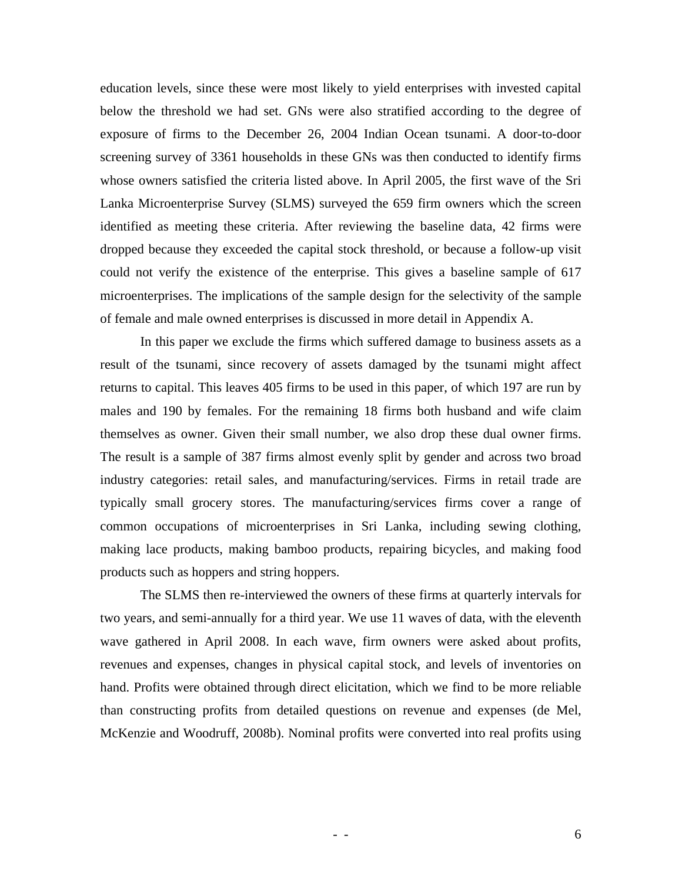education levels, since these were most likely to yield enterprises with invested capital below the threshold we had set. GNs were also stratified according to the degree of exposure of firms to the December 26, 2004 Indian Ocean tsunami. A door-to-door screening survey of 3361 households in these GNs was then conducted to identify firms whose owners satisfied the criteria listed above. In April 2005, the first wave of the Sri Lanka Microenterprise Survey (SLMS) surveyed the 659 firm owners which the screen identified as meeting these criteria. After reviewing the baseline data, 42 firms were dropped because they exceeded the capital stock threshold, or because a follow-up visit could not verify the existence of the enterprise. This gives a baseline sample of 617 microenterprises. The implications of the sample design for the selectivity of the sample of female and male owned enterprises is discussed in more detail in Appendix A.

In this paper we exclude the firms which suffered damage to business assets as a result of the tsunami, since recovery of assets damaged by the tsunami might affect returns to capital. This leaves 405 firms to be used in this paper, of which 197 are run by males and 190 by females. For the remaining 18 firms both husband and wife claim themselves as owner. Given their small number, we also drop these dual owner firms. The result is a sample of 387 firms almost evenly split by gender and across two broad industry categories: retail sales, and manufacturing/services. Firms in retail trade are typically small grocery stores. The manufacturing/services firms cover a range of common occupations of microenterprises in Sri Lanka, including sewing clothing, making lace products, making bamboo products, repairing bicycles, and making food products such as hoppers and string hoppers.

The SLMS then re-interviewed the owners of these firms at quarterly intervals for two years, and semi-annually for a third year. We use 11 waves of data, with the eleventh wave gathered in April 2008. In each wave, firm owners were asked about profits, revenues and expenses, changes in physical capital stock, and levels of inventories on hand. Profits were obtained through direct elicitation, which we find to be more reliable than constructing profits from detailed questions on revenue and expenses (de Mel, McKenzie and Woodruff, 2008b). Nominal profits were converted into real profits using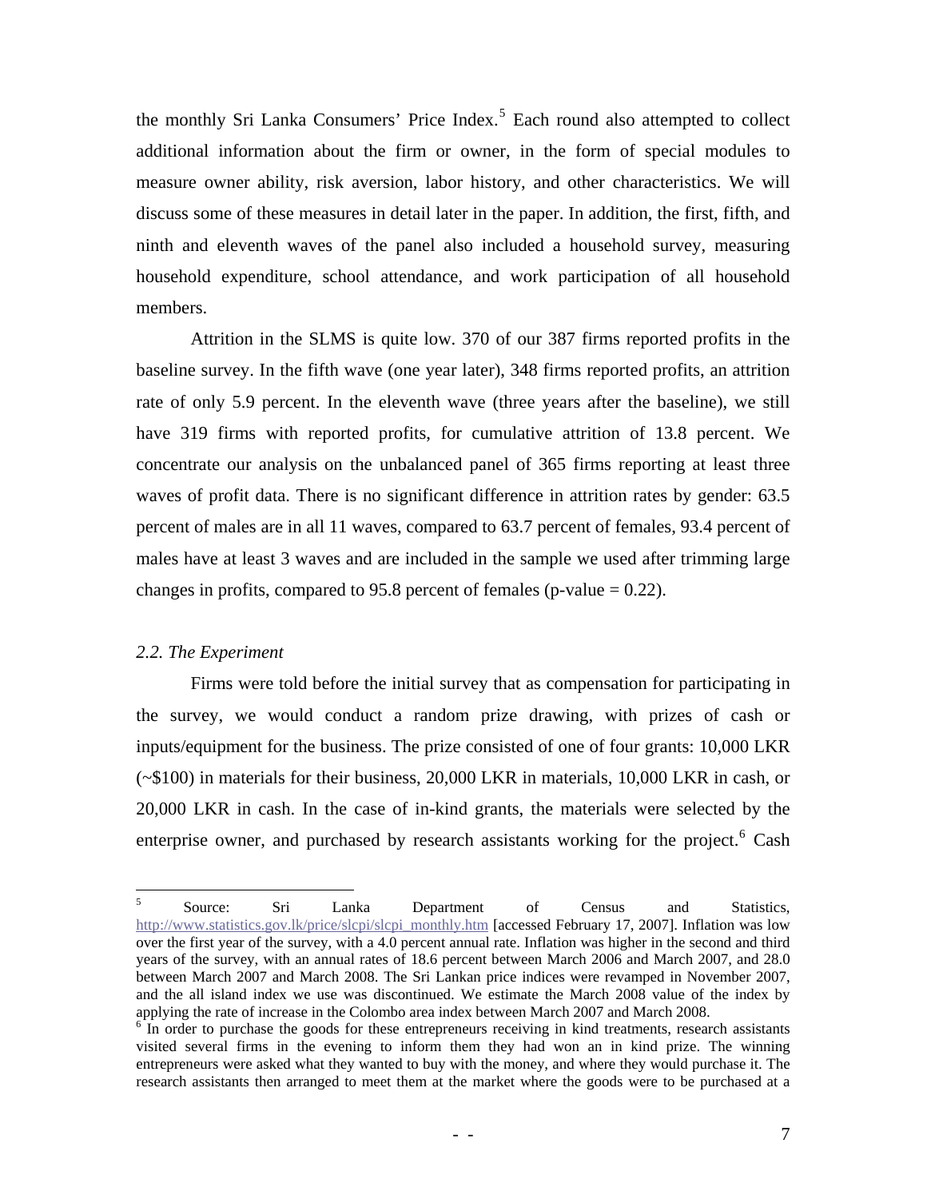the monthly Sri Lanka Consumers' Price Index.[5] Each round also attempted to collect additional information about the firm or owner, in the form of special modules to measure owner ability, risk aversion, labor history, and other characteristics. We will discuss some of these measures in detail later in the paper. In addition, the first, fifth, and ninth and eleventh waves of the panel also included a household survey, measuring household expenditure, school attendance, and work participation of all household members.

Attrition in the SLMS is quite low. 370 of our 387 firms reported profits in the baseline survey. In the fifth wave (one year later), 348 firms reported profits, an attrition rate of only 5.9 percent. In the eleventh wave (three years after the baseline), we still have 319 firms with reported profits, for cumulative attrition of 13.8 percent. We concentrate our analysis on the unbalanced panel of 365 firms reporting at least three waves of profit data. There is no significant difference in attrition rates by gender: 63.5 percent of males are in all 11 waves, compared to 63.7 percent of females, 93.4 percent of males have at least 3 waves and are included in the sample we used after trimming large changes in profits, compared to 95.8 percent of females (p-value = 0.22).

### *2.2. The Experiment*

Firms were told before the initial survey that as compensation for participating in the survey, we would conduct a random prize drawing, with prizes of cash or inputs/equipment for the business. The prize consisted of one of four grants: 10,000 LKR (~$100) in materials for their business, 20,000 LKR in materials, 10,000 LKR in cash, or 20,000 LKR in cash. In the case of in-kind grants, the materials were selected by the enterprise owner, and purchased by research assistants working for the project.[6] Cash

---

[5] Source: Sri Lanka Department of Census and Statistics, http://www.statistics.gov.lk/price/slcpi/slcpi_monthly.htm [accessed February 17, 2007]. Inflation was low over the first year of the survey, with a 4.0 percent annual rate. Inflation was higher in the second and third years of the survey, with an annual rates of 18.6 percent between March 2006 and March 2007, and 28.0 between March 2007 and March 2008. The Sri Lankan price indices were revamped in November 2007, and the all island index we use was discontinued. We estimate the March 2008 value of the index by applying the rate of increase in the Colombo area index between March 2007 and March 2008.

[6] In order to purchase the goods for these entrepreneurs receiving in kind treatments, research assistants visited several firms in the evening to inform them they had won an in kind prize. The winning entrepreneurs were asked what they wanted to buy with the money, and where they would purchase it. The research assistants then arranged to meet them at the market where the goods were to be purchased at a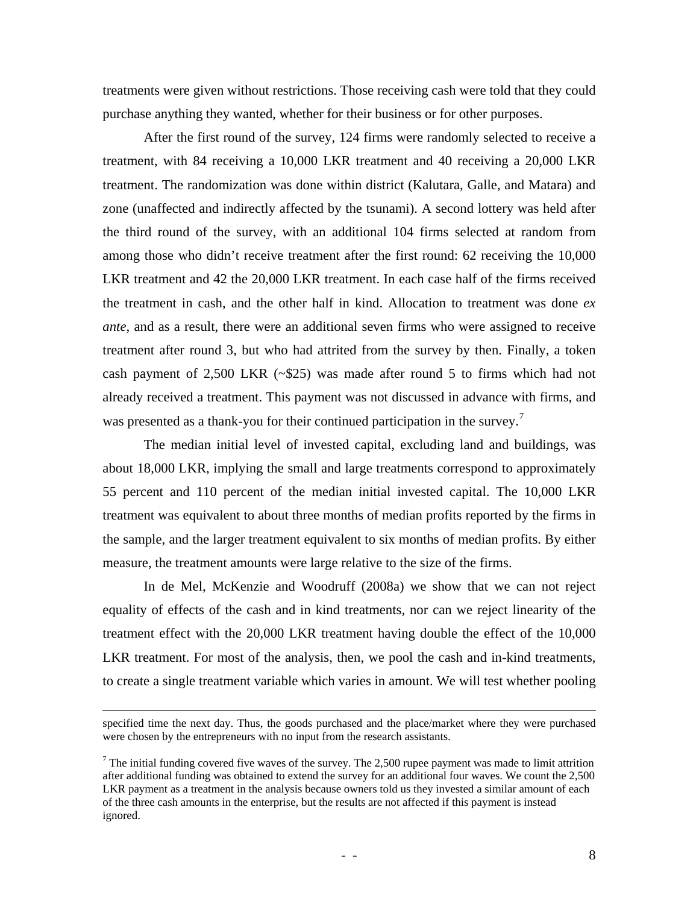treatments were given without restrictions. Those receiving cash were told that they could purchase anything they wanted, whether for their business or for other purposes.

After the first round of the survey, 124 firms were randomly selected to receive a treatment, with 84 receiving a 10,000 LKR treatment and 40 receiving a 20,000 LKR treatment. The randomization was done within district (Kalutara, Galle, and Matara) and zone (unaffected and indirectly affected by the tsunami). A second lottery was held after the third round of the survey, with an additional 104 firms selected at random from among those who didn't receive treatment after the first round: 62 receiving the 10,000 LKR treatment and 42 the 20,000 LKR treatment. In each case half of the firms received the treatment in cash, and the other half in kind. Allocation to treatment was done *ex ante*, and as a result, there were an additional seven firms who were assigned to receive treatment after round 3, but who had attrited from the survey by then. Finally, a token cash payment of 2,500 LKR (~$25) was made after round 5 to firms which had not already received a treatment. This payment was not discussed in advance with firms, and was presented as a thank-you for their continued participation in the survey.[7]

The median initial level of invested capital, excluding land and buildings, was about 18,000 LKR, implying the small and large treatments correspond to approximately 55 percent and 110 percent of the median initial invested capital. The 10,000 LKR treatment was equivalent to about three months of median profits reported by the firms in the sample, and the larger treatment equivalent to six months of median profits. By either measure, the treatment amounts were large relative to the size of the firms.

In de Mel, McKenzie and Woodruff (2008a) we show that we can not reject equality of effects of the cash and in kind treatments, nor can we reject linearity of the treatment effect with the 20,000 LKR treatment having double the effect of the 10,000 LKR treatment. For most of the analysis, then, we pool the cash and in-kind treatments, to create a single treatment variable which varies in amount. We will test whether pooling

---

specified time the next day. Thus, the goods purchased and the place/market where they were purchased were chosen by the entrepreneurs with no input from the research assistants.

[7] The initial funding covered five waves of the survey. The 2,500 rupee payment was made to limit attrition after additional funding was obtained to extend the survey for an additional four waves. We count the 2,500 LKR payment as a treatment in the analysis because owners told us they invested a similar amount of each of the three cash amounts in the enterprise, but the results are not affected if this payment is instead ignored.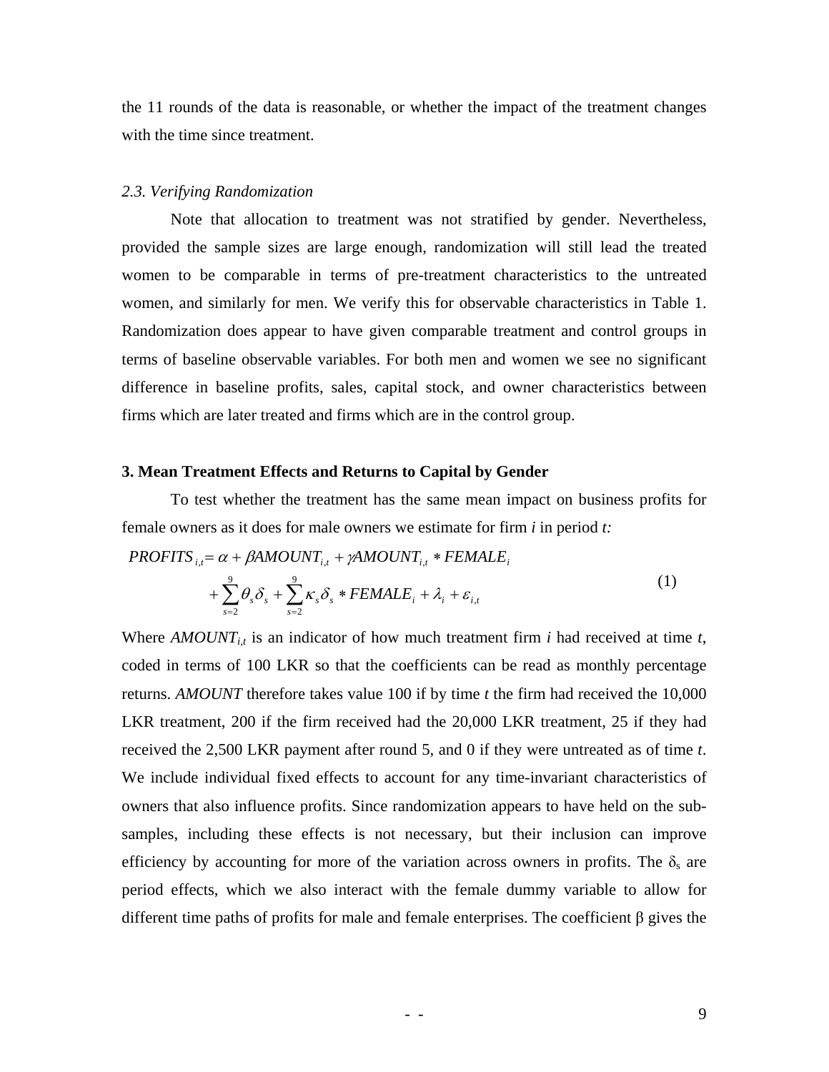the 11 rounds of the data is reasonable, or whether the impact of the treatment changes with the time since treatment.

### *2.3. Verifying Randomization*

Note that allocation to treatment was not stratified by gender. Nevertheless, provided the sample sizes are large enough, randomization will still lead the treated women to be comparable in terms of pre-treatment characteristics to the untreated women, and similarly for men. We verify this for observable characteristics in Table 1. Randomization does appear to have given comparable treatment and control groups in terms of baseline observable variables. For both men and women we see no significant difference in baseline profits, sales, capital stock, and owner characteristics between firms which are later treated and firms which are in the control group.

## **3. Mean Treatment Effects and Returns to Capital by Gender**

To test whether the treatment has the same mean impact on business profits for female owners as it does for male owners we estimate for firm *i* in period *t:*

$$PROFITS_{i,t} = \alpha + \beta AMOUNT_{i,t} + \gamma AMOUNT_{i,t} * FEMALE_i + \sum_{s=2}^{9} \theta_s \delta_s + \sum_{s=2}^{9} \kappa_s \delta_s * FEMALE_i + \lambda_i + \varepsilon_{i,t} \tag{1}$$

Where $AMOUNT_{i,t}$ is an indicator of how much treatment firm *i* had received at time *t*, coded in terms of 100 LKR so that the coefficients can be read as monthly percentage returns. *AMOUNT* therefore takes value 100 if by time *t* the firm had received the 10,000 LKR treatment, 200 if the firm received had the 20,000 LKR treatment, 25 if they had received the 2,500 LKR payment after round 5, and 0 if they were untreated as of time *t*. We include individual fixed effects to account for any time-invariant characteristics of owners that also influence profits. Since randomization appears to have held on the sub-samples, including these effects is not necessary, but their inclusion can improve efficiency by accounting for more of the variation across owners in profits. The $\delta_s$ are period effects, which we also interact with the female dummy variable to allow for different time paths of profits for male and female enterprises. The coefficient $\beta$ gives the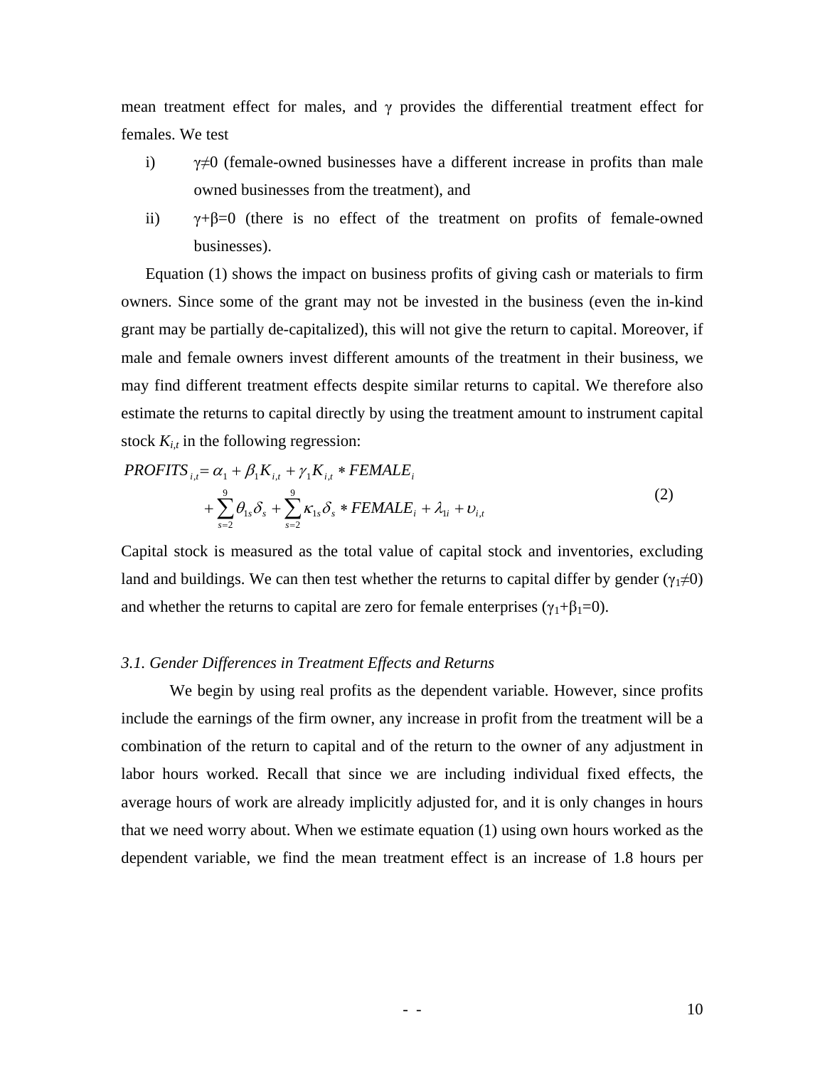mean treatment effect for males, and $\gamma$ provides the differential treatment effect for females. We test

i) $\gamma \neq 0$ (female-owned businesses have a different increase in profits than male owned businesses from the treatment), and

ii) $\gamma + \beta = 0$ (there is no effect of the treatment on profits of female-owned businesses).

Equation (1) shows the impact on business profits of giving cash or materials to firm owners. Since some of the grant may not be invested in the business (even the in-kind grant may be partially de-capitalized), this will not give the return to capital. Moreover, if male and female owners invest different amounts of the treatment in their business, we may find different treatment effects despite similar returns to capital. We therefore also estimate the returns to capital directly by using the treatment amount to instrument capital stock $K_{i,t}$ in the following regression:

$$
\begin{aligned}
PROFITS_{i,t} = {} & \alpha_1 + \beta_1 K_{i,t} + \gamma_1 K_{i,t} * FEMALE_i \\
& + \sum_{s=2}^{9} \theta_{1s} \delta_s + \sum_{s=2}^{9} \kappa_{1s} \delta_s * FEMALE_i + \lambda_{1i} + \upsilon_{i,t}
\end{aligned} \tag{2}
$$

Capital stock is measured as the total value of capital stock and inventories, excluding land and buildings. We can then test whether the returns to capital differ by gender ($\gamma_1 \neq 0$) and whether the returns to capital are zero for female enterprises ($\gamma_1 + \beta_1 = 0$).

### *3.1. Gender Differences in Treatment Effects and Returns*

We begin by using real profits as the dependent variable. However, since profits include the earnings of the firm owner, any increase in profit from the treatment will be a combination of the return to capital and of the return to the owner of any adjustment in labor hours worked. Recall that since we are including individual fixed effects, the average hours of work are already implicitly adjusted for, and it is only changes in hours that we need worry about. When we estimate equation (1) using own hours worked as the dependent variable, we find the mean treatment effect is an increase of 1.8 hours per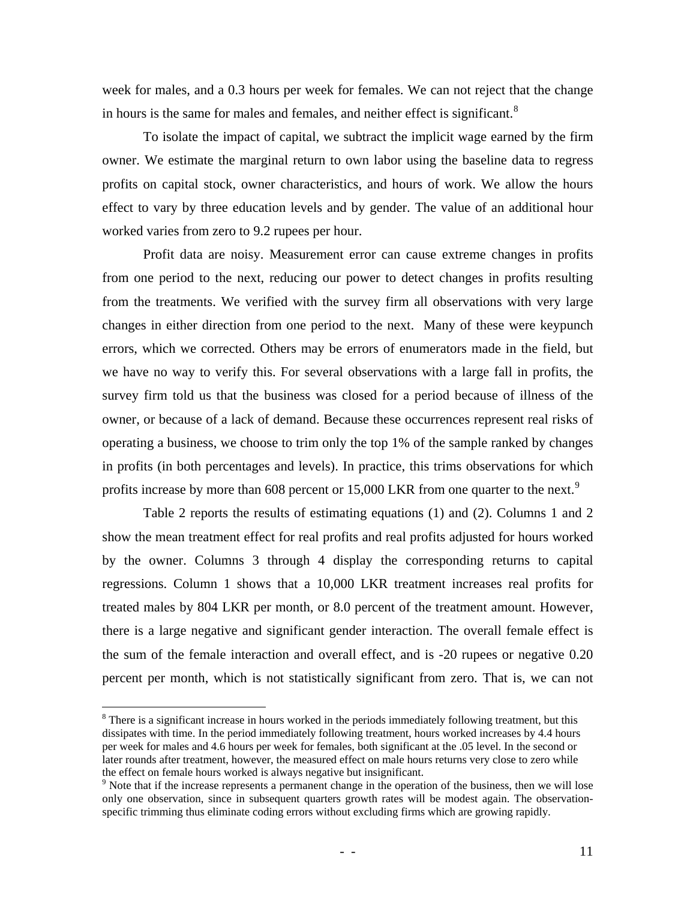week for males, and a 0.3 hours per week for females. We can not reject that the change in hours is the same for males and females, and neither effect is significant.[8]

To isolate the impact of capital, we subtract the implicit wage earned by the firm owner. We estimate the marginal return to own labor using the baseline data to regress profits on capital stock, owner characteristics, and hours of work. We allow the hours effect to vary by three education levels and by gender. The value of an additional hour worked varies from zero to 9.2 rupees per hour.

Profit data are noisy. Measurement error can cause extreme changes in profits from one period to the next, reducing our power to detect changes in profits resulting from the treatments. We verified with the survey firm all observations with very large changes in either direction from one period to the next. Many of these were keypunch errors, which we corrected. Others may be errors of enumerators made in the field, but we have no way to verify this. For several observations with a large fall in profits, the survey firm told us that the business was closed for a period because of illness of the owner, or because of a lack of demand. Because these occurrences represent real risks of operating a business, we choose to trim only the top 1% of the sample ranked by changes in profits (in both percentages and levels). In practice, this trims observations for which profits increase by more than 608 percent or 15,000 LKR from one quarter to the next.[9]

Table 2 reports the results of estimating equations (1) and (2). Columns 1 and 2 show the mean treatment effect for real profits and real profits adjusted for hours worked by the owner. Columns 3 through 4 display the corresponding returns to capital regressions. Column 1 shows that a 10,000 LKR treatment increases real profits for treated males by 804 LKR per month, or 8.0 percent of the treatment amount. However, there is a large negative and significant gender interaction. The overall female effect is the sum of the female interaction and overall effect, and is -20 rupees or negative 0.20 percent per month, which is not statistically significant from zero. That is, we can not

[8] There is a significant increase in hours worked in the periods immediately following treatment, but this dissipates with time. In the period immediately following treatment, hours worked increases by 4.4 hours per week for males and 4.6 hours per week for females, both significant at the .05 level. In the second or later rounds after treatment, however, the measured effect on male hours returns very close to zero while the effect on female hours worked is always negative but insignificant.

[9] Note that if the increase represents a permanent change in the operation of the business, then we will lose only one observation, since in subsequent quarters growth rates will be modest again. The observation-specific trimming thus eliminate coding errors without excluding firms which are growing rapidly.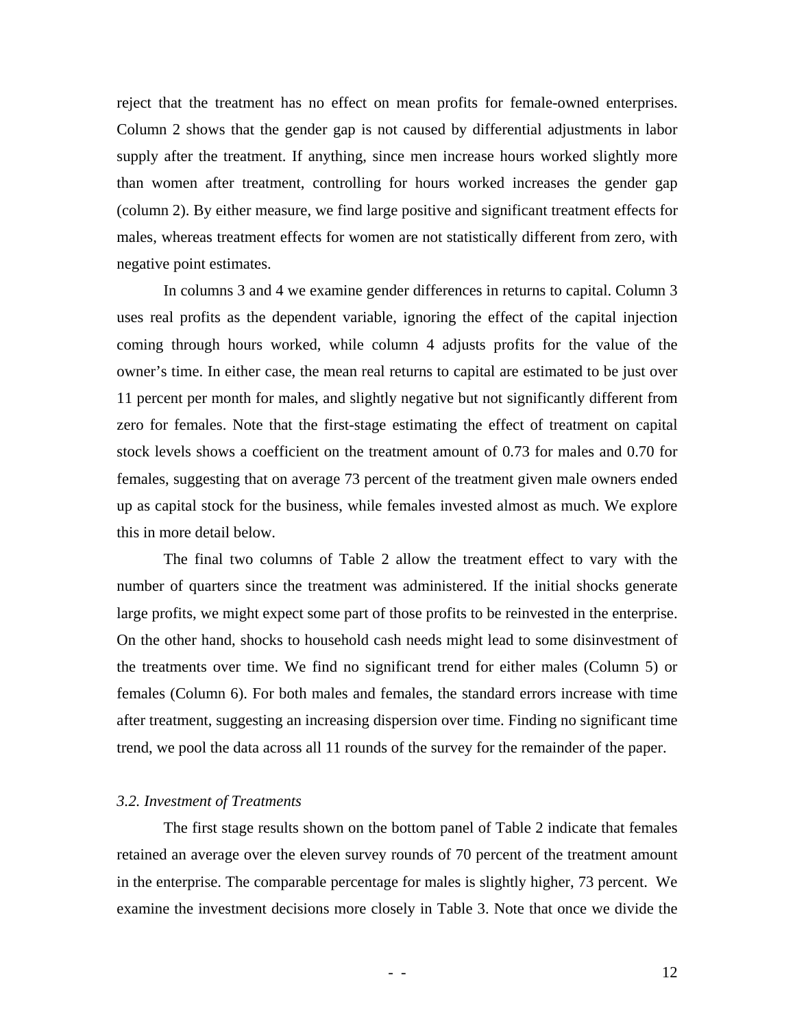reject that the treatment has no effect on mean profits for female-owned enterprises. Column 2 shows that the gender gap is not caused by differential adjustments in labor supply after the treatment. If anything, since men increase hours worked slightly more than women after treatment, controlling for hours worked increases the gender gap (column 2). By either measure, we find large positive and significant treatment effects for males, whereas treatment effects for women are not statistically different from zero, with negative point estimates.

In columns 3 and 4 we examine gender differences in returns to capital. Column 3 uses real profits as the dependent variable, ignoring the effect of the capital injection coming through hours worked, while column 4 adjusts profits for the value of the owner's time. In either case, the mean real returns to capital are estimated to be just over 11 percent per month for males, and slightly negative but not significantly different from zero for females. Note that the first-stage estimating the effect of treatment on capital stock levels shows a coefficient on the treatment amount of 0.73 for males and 0.70 for females, suggesting that on average 73 percent of the treatment given male owners ended up as capital stock for the business, while females invested almost as much. We explore this in more detail below.

The final two columns of Table 2 allow the treatment effect to vary with the number of quarters since the treatment was administered. If the initial shocks generate large profits, we might expect some part of those profits to be reinvested in the enterprise. On the other hand, shocks to household cash needs might lead to some disinvestment of the treatments over time. We find no significant trend for either males (Column 5) or females (Column 6). For both males and females, the standard errors increase with time after treatment, suggesting an increasing dispersion over time. Finding no significant time trend, we pool the data across all 11 rounds of the survey for the remainder of the paper.

### *3.2. Investment of Treatments*

The first stage results shown on the bottom panel of Table 2 indicate that females retained an average over the eleven survey rounds of 70 percent of the treatment amount in the enterprise. The comparable percentage for males is slightly higher, 73 percent. We examine the investment decisions more closely in Table 3. Note that once we divide the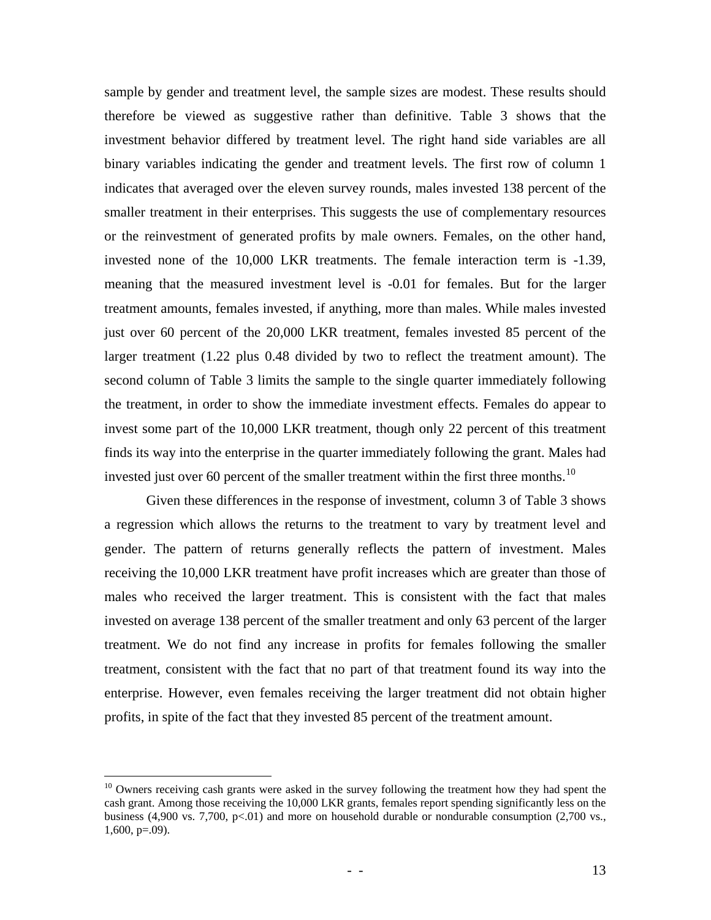sample by gender and treatment level, the sample sizes are modest. These results should therefore be viewed as suggestive rather than definitive. Table 3 shows that the investment behavior differed by treatment level. The right hand side variables are all binary variables indicating the gender and treatment levels. The first row of column 1 indicates that averaged over the eleven survey rounds, males invested 138 percent of the smaller treatment in their enterprises. This suggests the use of complementary resources or the reinvestment of generated profits by male owners. Females, on the other hand, invested none of the 10,000 LKR treatments. The female interaction term is -1.39, meaning that the measured investment level is -0.01 for females. But for the larger treatment amounts, females invested, if anything, more than males. While males invested just over 60 percent of the 20,000 LKR treatment, females invested 85 percent of the larger treatment (1.22 plus 0.48 divided by two to reflect the treatment amount). The second column of Table 3 limits the sample to the single quarter immediately following the treatment, in order to show the immediate investment effects. Females do appear to invest some part of the 10,000 LKR treatment, though only 22 percent of this treatment finds its way into the enterprise in the quarter immediately following the grant. Males had invested just over 60 percent of the smaller treatment within the first three months.[10]

Given these differences in the response of investment, column 3 of Table 3 shows a regression which allows the returns to the treatment to vary by treatment level and gender. The pattern of returns generally reflects the pattern of investment. Males receiving the 10,000 LKR treatment have profit increases which are greater than those of males who received the larger treatment. This is consistent with the fact that males invested on average 138 percent of the smaller treatment and only 63 percent of the larger treatment. We do not find any increase in profits for females following the smaller treatment, consistent with the fact that no part of that treatment found its way into the enterprise. However, even females receiving the larger treatment did not obtain higher profits, in spite of the fact that they invested 85 percent of the treatment amount.

[10] Owners receiving cash grants were asked in the survey following the treatment how they had spent the cash grant. Among those receiving the 10,000 LKR grants, females report spending significantly less on the business (4,900 vs. 7,700, $p<.01$) and more on household durable or nondurable consumption (2,700 vs., 1,600, $p=.09$).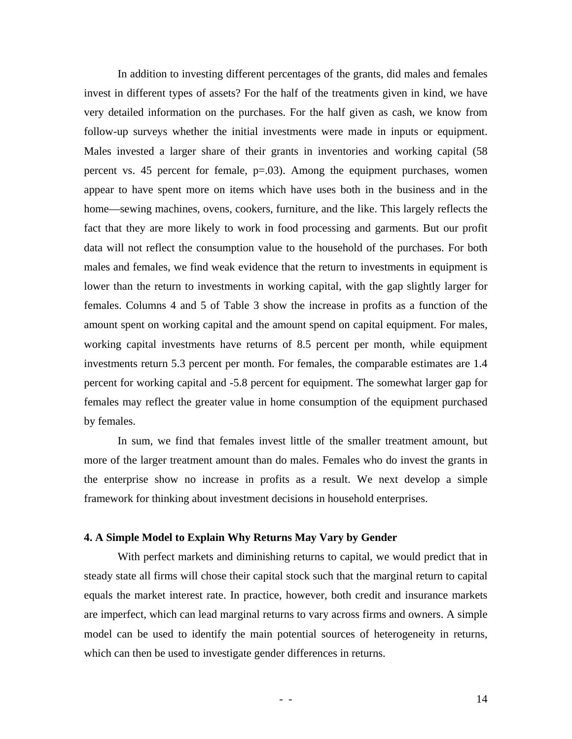In addition to investing different percentages of the grants, did males and females invest in different types of assets? For the half of the treatments given in kind, we have very detailed information on the purchases. For the half given as cash, we know from follow-up surveys whether the initial investments were made in inputs or equipment. Males invested a larger share of their grants in inventories and working capital (58 percent vs. 45 percent for female, p=.03). Among the equipment purchases, women appear to have spent more on items which have uses both in the business and in the home—sewing machines, ovens, cookers, furniture, and the like. This largely reflects the fact that they are more likely to work in food processing and garments. But our profit data will not reflect the consumption value to the household of the purchases. For both males and females, we find weak evidence that the return to investments in equipment is lower than the return to investments in working capital, with the gap slightly larger for females. Columns 4 and 5 of Table 3 show the increase in profits as a function of the amount spent on working capital and the amount spend on capital equipment. For males, working capital investments have returns of 8.5 percent per month, while equipment investments return 5.3 percent per month. For females, the comparable estimates are 1.4 percent for working capital and -5.8 percent for equipment. The somewhat larger gap for females may reflect the greater value in home consumption of the equipment purchased by females.

In sum, we find that females invest little of the smaller treatment amount, but more of the larger treatment amount than do males. Females who do invest the grants in the enterprise show no increase in profits as a result. We next develop a simple framework for thinking about investment decisions in household enterprises.

### 4. A Simple Model to Explain Why Returns May Vary by Gender

With perfect markets and diminishing returns to capital, we would predict that in steady state all firms will chose their capital stock such that the marginal return to capital equals the market interest rate. In practice, however, both credit and insurance markets are imperfect, which can lead marginal returns to vary across firms and owners. A simple model can be used to identify the main potential sources of heterogeneity in returns, which can then be used to investigate gender differences in returns.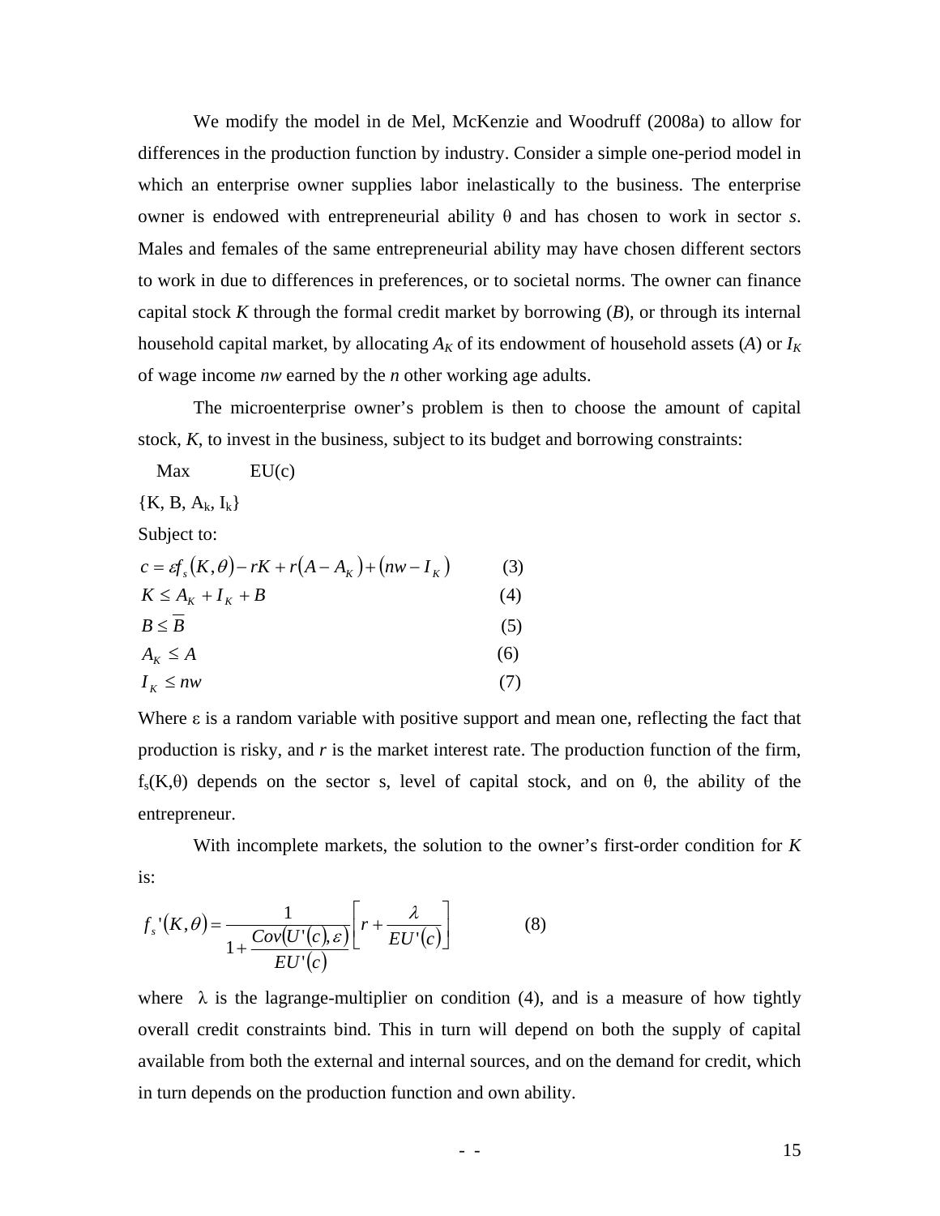We modify the model in de Mel, McKenzie and Woodruff (2008a) to allow for differences in the production function by industry. Consider a simple one-period model in which an enterprise owner supplies labor inelastically to the business. The enterprise owner is endowed with entrepreneurial ability θ and has chosen to work in sector *s*. Males and females of the same entrepreneurial ability may have chosen different sectors to work in due to differences in preferences, or to societal norms. The owner can finance capital stock *K* through the formal credit market by borrowing (*B*), or through its internal household capital market, by allocating $A_K$ of its endowment of household assets (*A*) or $I_K$ of wage income *nw* earned by the *n* other working age adults.

The microenterprise owner's problem is then to choose the amount of capital stock, *K*, to invest in the business, subject to its budget and borrowing constraints:

$$\max_{\{K, B, A_k, I_k\}} EU(c)$$

Subject to:

$$c = \varepsilon f_s(K,\theta) - rK + r(A - A_K) + (nw - I_K) \qquad (3)$$

$$K \leq A_K + I_K + B \qquad (4)$$

$$B \leq \overline{B} \qquad (5)$$

$$A_K \leq A \qquad (6)$$

$$I_K \leq nw \qquad (7)$$

Where ε is a random variable with positive support and mean one, reflecting the fact that production is risky, and *r* is the market interest rate. The production function of the firm, $f_s(K,\theta)$ depends on the sector s, level of capital stock, and on θ, the ability of the entrepreneur.

With incomplete markets, the solution to the owner's first-order condition for *K* is:

$$f_s'(K,\theta) = \frac{1}{1 + \frac{Cov(U'(c),\varepsilon)}{EU'(c)}} \left[ r + \frac{\lambda}{EU'(c)} \right] \qquad (8)$$

where λ is the lagrange-multiplier on condition (4), and is a measure of how tightly overall credit constraints bind. This in turn will depend on both the supply of capital available from both the external and internal sources, and on the demand for credit, which in turn depends on the production function and own ability.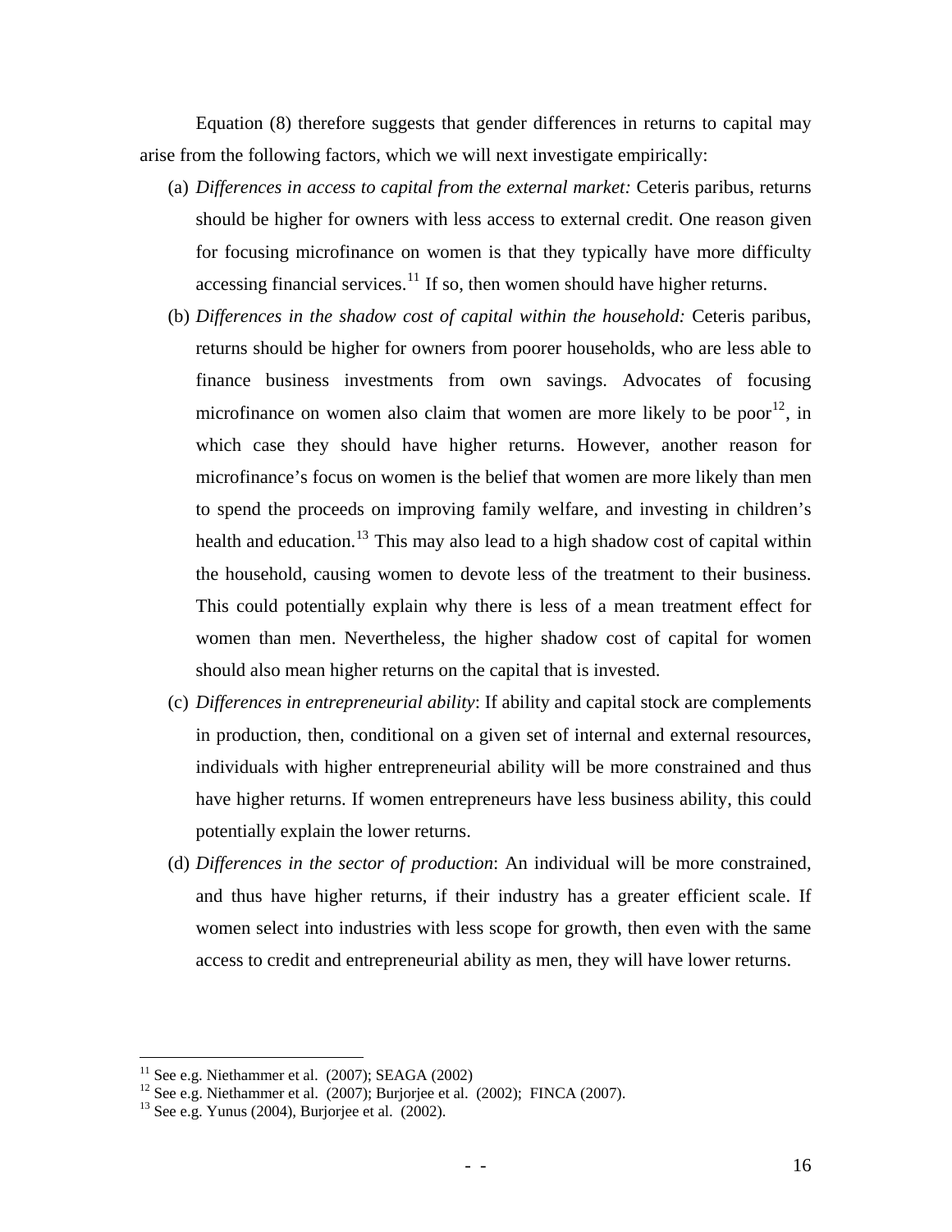Equation (8) therefore suggests that gender differences in returns to capital may arise from the following factors, which we will next investigate empirically:

(a) *Differences in access to capital from the external market:* Ceteris paribus, returns should be higher for owners with less access to external credit. One reason given for focusing microfinance on women is that they typically have more difficulty accessing financial services.[11] If so, then women should have higher returns.

(b) *Differences in the shadow cost of capital within the household:* Ceteris paribus, returns should be higher for owners from poorer households, who are less able to finance business investments from own savings. Advocates of focusing microfinance on women also claim that women are more likely to be poor[12], in which case they should have higher returns. However, another reason for microfinance's focus on women is the belief that women are more likely than men to spend the proceeds on improving family welfare, and investing in children's health and education.[13] This may also lead to a high shadow cost of capital within the household, causing women to devote less of the treatment to their business. This could potentially explain why there is less of a mean treatment effect for women than men. Nevertheless, the higher shadow cost of capital for women should also mean higher returns on the capital that is invested.

(c) *Differences in entrepreneurial ability*: If ability and capital stock are complements in production, then, conditional on a given set of internal and external resources, individuals with higher entrepreneurial ability will be more constrained and thus have higher returns. If women entrepreneurs have less business ability, this could potentially explain the lower returns.

(d) *Differences in the sector of production*: An individual will be more constrained, and thus have higher returns, if their industry has a greater efficient scale. If women select into industries with less scope for growth, then even with the same access to credit and entrepreneurial ability as men, they will have lower returns.

---

[11] See e.g. Niethammer et al. (2007); SEAGA (2002)

[12] See e.g. Niethammer et al. (2007); Burjorjee et al. (2002); FINCA (2007).

[13] See e.g. Yunus (2004), Burjorjee et al. (2002).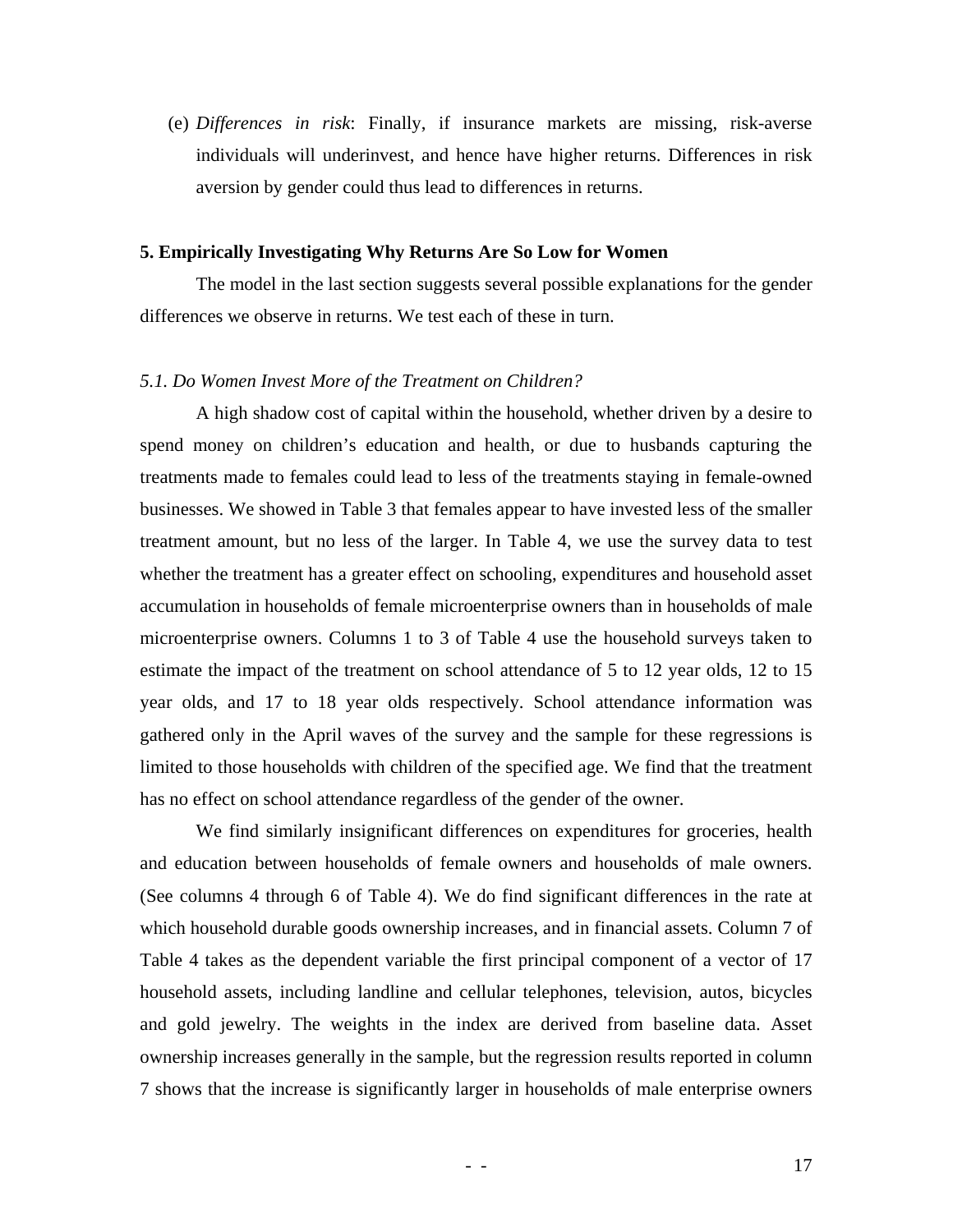(e) *Differences in risk*: Finally, if insurance markets are missing, risk-averse individuals will underinvest, and hence have higher returns. Differences in risk aversion by gender could thus lead to differences in returns.

## 5. Empirically Investigating Why Returns Are So Low for Women

The model in the last section suggests several possible explanations for the gender differences we observe in returns. We test each of these in turn.

### *5.1. Do Women Invest More of the Treatment on Children?*

A high shadow cost of capital within the household, whether driven by a desire to spend money on children's education and health, or due to husbands capturing the treatments made to females could lead to less of the treatments staying in female-owned businesses. We showed in Table 3 that females appear to have invested less of the smaller treatment amount, but no less of the larger. In Table 4, we use the survey data to test whether the treatment has a greater effect on schooling, expenditures and household asset accumulation in households of female microenterprise owners than in households of male microenterprise owners. Columns 1 to 3 of Table 4 use the household surveys taken to estimate the impact of the treatment on school attendance of 5 to 12 year olds, 12 to 15 year olds, and 17 to 18 year olds respectively. School attendance information was gathered only in the April waves of the survey and the sample for these regressions is limited to those households with children of the specified age. We find that the treatment has no effect on school attendance regardless of the gender of the owner.

We find similarly insignificant differences on expenditures for groceries, health and education between households of female owners and households of male owners. (See columns 4 through 6 of Table 4). We do find significant differences in the rate at which household durable goods ownership increases, and in financial assets. Column 7 of Table 4 takes as the dependent variable the first principal component of a vector of 17 household assets, including landline and cellular telephones, television, autos, bicycles and gold jewelry. The weights in the index are derived from baseline data. Asset ownership increases generally in the sample, but the regression results reported in column 7 shows that the increase is significantly larger in households of male enterprise owners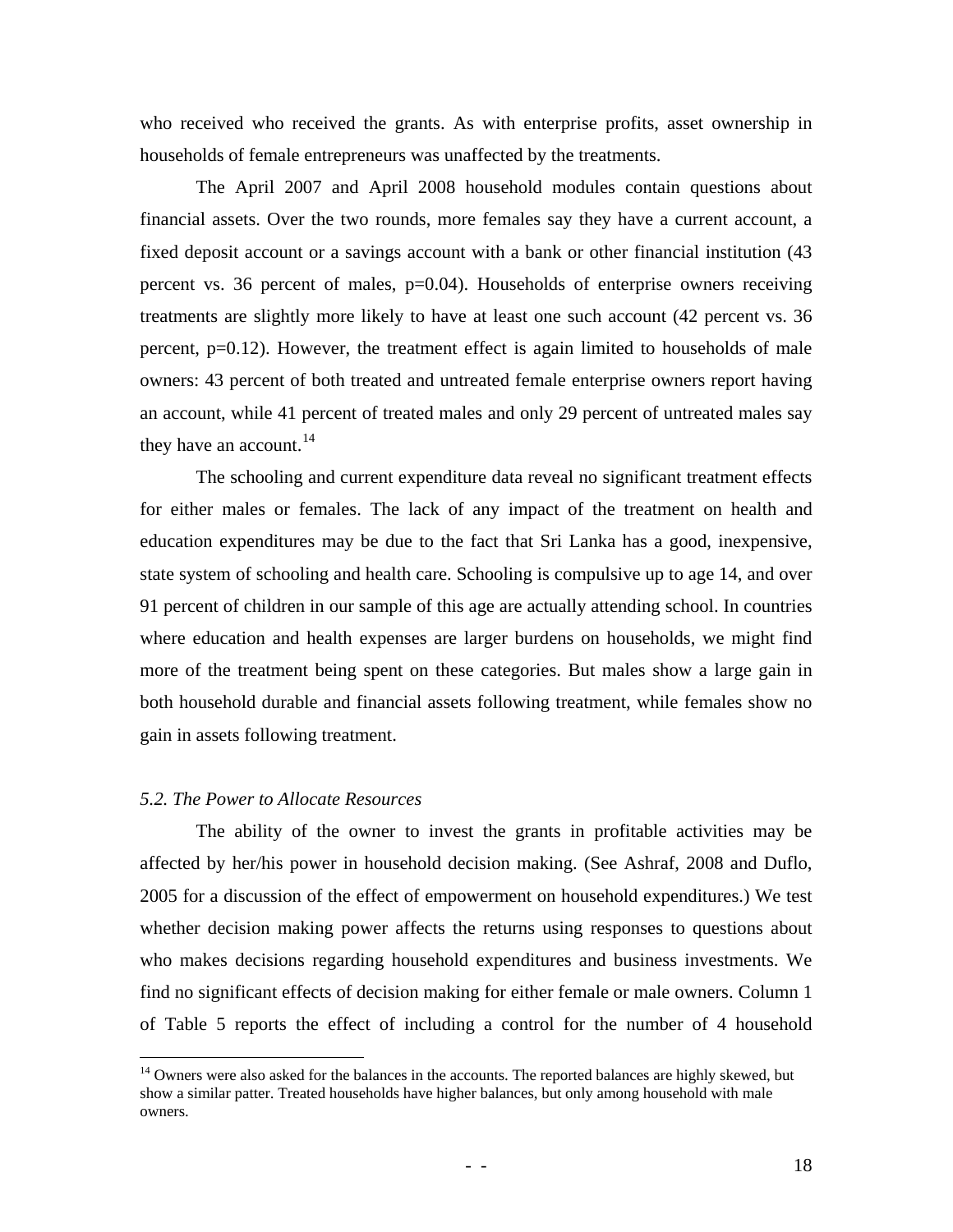who received who received the grants. As with enterprise profits, asset ownership in households of female entrepreneurs was unaffected by the treatments.

The April 2007 and April 2008 household modules contain questions about financial assets. Over the two rounds, more females say they have a current account, a fixed deposit account or a savings account with a bank or other financial institution (43 percent vs. 36 percent of males, p=0.04). Households of enterprise owners receiving treatments are slightly more likely to have at least one such account (42 percent vs. 36 percent, p=0.12). However, the treatment effect is again limited to households of male owners: 43 percent of both treated and untreated female enterprise owners report having an account, while 41 percent of treated males and only 29 percent of untreated males say they have an account.[14]

The schooling and current expenditure data reveal no significant treatment effects for either males or females. The lack of any impact of the treatment on health and education expenditures may be due to the fact that Sri Lanka has a good, inexpensive, state system of schooling and health care. Schooling is compulsive up to age 14, and over 91 percent of children in our sample of this age are actually attending school. In countries where education and health expenses are larger burdens on households, we might find more of the treatment being spent on these categories. But males show a large gain in both household durable and financial assets following treatment, while females show no gain in assets following treatment.

### *5.2. The Power to Allocate Resources*

The ability of the owner to invest the grants in profitable activities may be affected by her/his power in household decision making. (See Ashraf, 2008 and Duflo, 2005 for a discussion of the effect of empowerment on household expenditures.) We test whether decision making power affects the returns using responses to questions about who makes decisions regarding household expenditures and business investments. We find no significant effects of decision making for either female or male owners. Column 1 of Table 5 reports the effect of including a control for the number of 4 household

[14] Owners were also asked for the balances in the accounts. The reported balances are highly skewed, but show a similar patter. Treated households have higher balances, but only among household with male owners.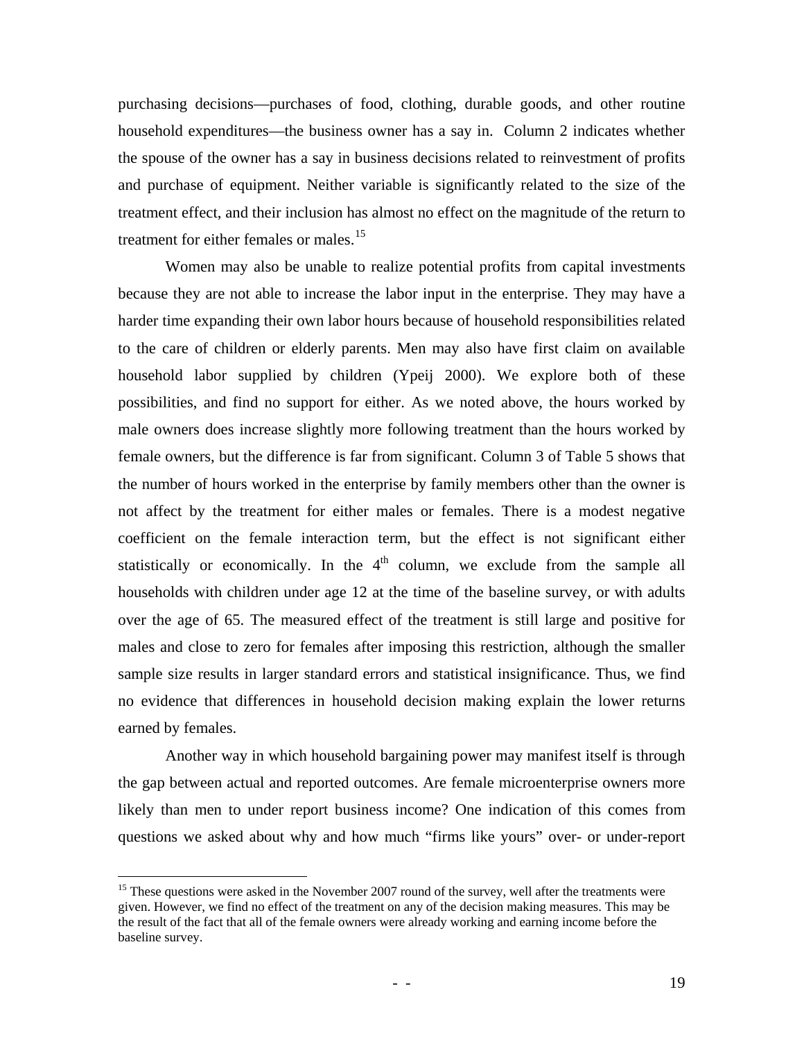purchasing decisions—purchases of food, clothing, durable goods, and other routine household expenditures—the business owner has a say in. Column 2 indicates whether the spouse of the owner has a say in business decisions related to reinvestment of profits and purchase of equipment. Neither variable is significantly related to the size of the treatment effect, and their inclusion has almost no effect on the magnitude of the return to treatment for either females or males.[15]

Women may also be unable to realize potential profits from capital investments because they are not able to increase the labor input in the enterprise. They may have a harder time expanding their own labor hours because of household responsibilities related to the care of children or elderly parents. Men may also have first claim on available household labor supplied by children (Ypeij 2000). We explore both of these possibilities, and find no support for either. As we noted above, the hours worked by male owners does increase slightly more following treatment than the hours worked by female owners, but the difference is far from significant. Column 3 of Table 5 shows that the number of hours worked in the enterprise by family members other than the owner is not affect by the treatment for either males or females. There is a modest negative coefficient on the female interaction term, but the effect is not significant either statistically or economically. In the 4th column, we exclude from the sample all households with children under age 12 at the time of the baseline survey, or with adults over the age of 65. The measured effect of the treatment is still large and positive for males and close to zero for females after imposing this restriction, although the smaller sample size results in larger standard errors and statistical insignificance. Thus, we find no evidence that differences in household decision making explain the lower returns earned by females.

Another way in which household bargaining power may manifest itself is through the gap between actual and reported outcomes. Are female microenterprise owners more likely than men to under report business income? One indication of this comes from questions we asked about why and how much "firms like yours" over- or under-report

[15] These questions were asked in the November 2007 round of the survey, well after the treatments were given. However, we find no effect of the treatment on any of the decision making measures. This may be the result of the fact that all of the female owners were already working and earning income before the baseline survey.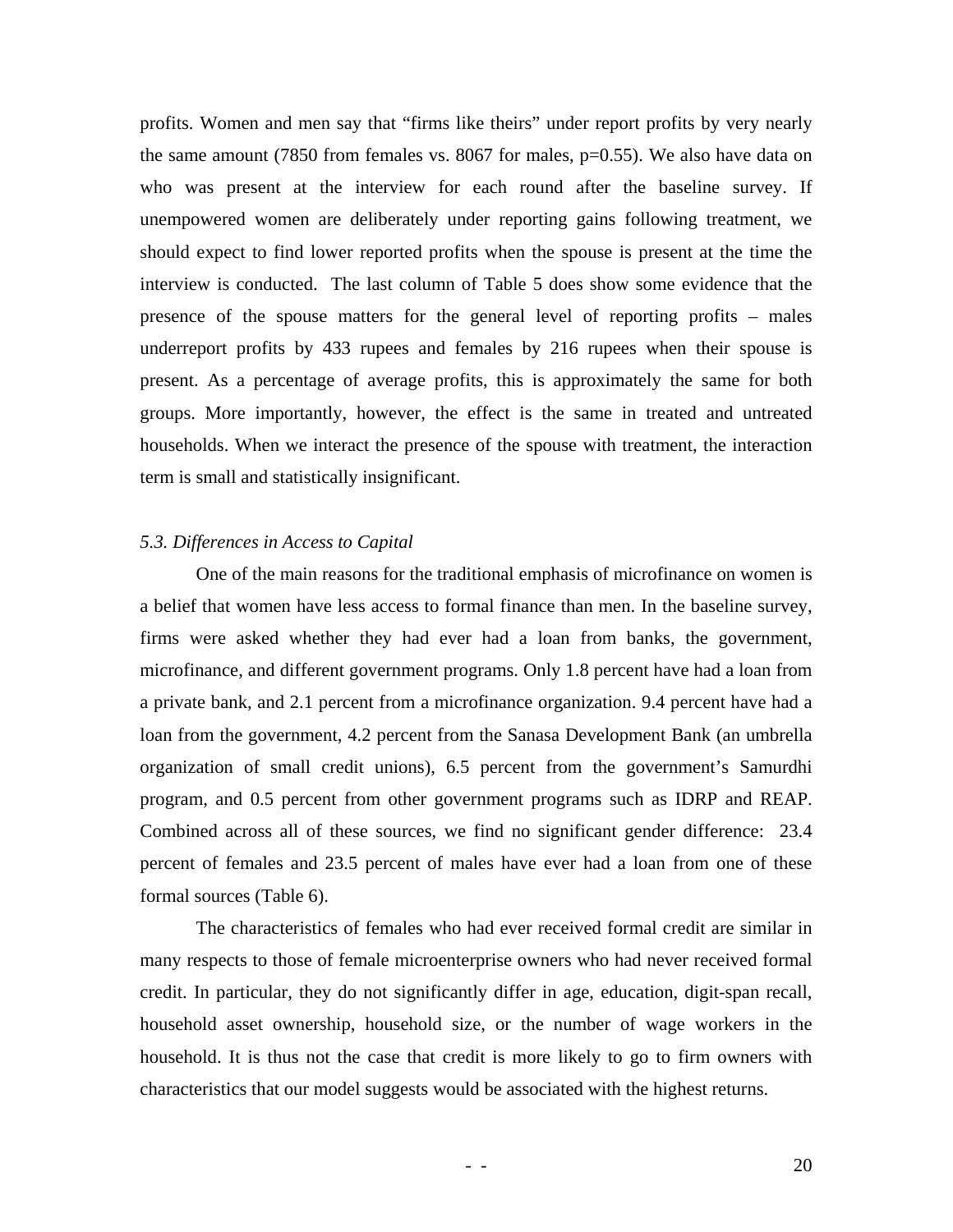profits. Women and men say that "firms like theirs" under report profits by very nearly the same amount (7850 from females vs. 8067 for males, p=0.55). We also have data on who was present at the interview for each round after the baseline survey. If unempowered women are deliberately under reporting gains following treatment, we should expect to find lower reported profits when the spouse is present at the time the interview is conducted. The last column of Table 5 does show some evidence that the presence of the spouse matters for the general level of reporting profits – males underreport profits by 433 rupees and females by 216 rupees when their spouse is present. As a percentage of average profits, this is approximately the same for both groups. More importantly, however, the effect is the same in treated and untreated households. When we interact the presence of the spouse with treatment, the interaction term is small and statistically insignificant.

### *5.3. Differences in Access to Capital*

One of the main reasons for the traditional emphasis of microfinance on women is a belief that women have less access to formal finance than men. In the baseline survey, firms were asked whether they had ever had a loan from banks, the government, microfinance, and different government programs. Only 1.8 percent have had a loan from a private bank, and 2.1 percent from a microfinance organization. 9.4 percent have had a loan from the government, 4.2 percent from the Sanasa Development Bank (an umbrella organization of small credit unions), 6.5 percent from the government's Samurdhi program, and 0.5 percent from other government programs such as IDRP and REAP. Combined across all of these sources, we find no significant gender difference: 23.4 percent of females and 23.5 percent of males have ever had a loan from one of these formal sources (Table 6).

The characteristics of females who had ever received formal credit are similar in many respects to those of female microenterprise owners who had never received formal credit. In particular, they do not significantly differ in age, education, digit-span recall, household asset ownership, household size, or the number of wage workers in the household. It is thus not the case that credit is more likely to go to firm owners with characteristics that our model suggests would be associated with the highest returns.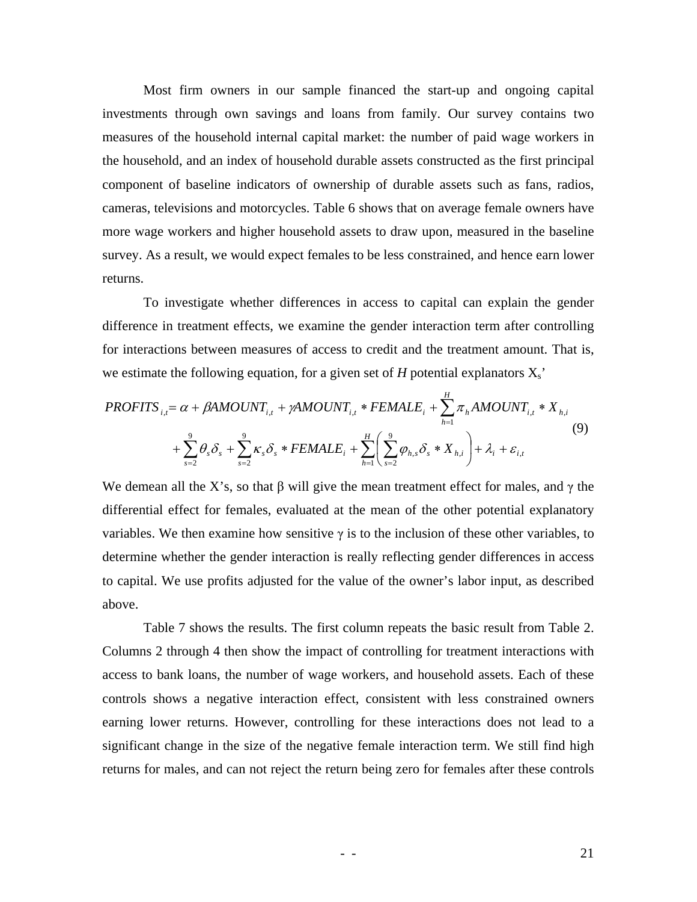Most firm owners in our sample financed the start-up and ongoing capital investments through own savings and loans from family. Our survey contains two measures of the household internal capital market: the number of paid wage workers in the household, and an index of household durable assets constructed as the first principal component of baseline indicators of ownership of durable assets such as fans, radios, cameras, televisions and motorcycles. Table 6 shows that on average female owners have more wage workers and higher household assets to draw upon, measured in the baseline survey. As a result, we would expect females to be less constrained, and hence earn lower returns.

To investigate whether differences in access to capital can explain the gender difference in treatment effects, we examine the gender interaction term after controlling for interactions between measures of access to credit and the treatment amount. That is, we estimate the following equation, for a given set of *H* potential explanators $X_s$'

$$
\begin{aligned}
PROFITS_{i,t} = {} & \alpha + \beta AMOUNT_{i,t} + \gamma AMOUNT_{i,t} * FEMALE_i + \sum_{h=1}^{H} \pi_h AMOUNT_{i,t} * X_{h,i} \\
& + \sum_{s=2}^{9} \theta_s \delta_s + \sum_{s=2}^{9} \kappa_s \delta_s * FEMALE_i + \sum_{h=1}^{H} \left( \sum_{s=2}^{9} \varphi_{h,s} \delta_s * X_{h,i} \right) + \lambda_i + \varepsilon_{i,t}
\end{aligned} \tag{9}
$$

We demean all the X's, so that β will give the mean treatment effect for males, and γ the differential effect for females, evaluated at the mean of the other potential explanatory variables. We then examine how sensitive γ is to the inclusion of these other variables, to determine whether the gender interaction is really reflecting gender differences in access to capital. We use profits adjusted for the value of the owner's labor input, as described above.

Table 7 shows the results. The first column repeats the basic result from Table 2. Columns 2 through 4 then show the impact of controlling for treatment interactions with access to bank loans, the number of wage workers, and household assets. Each of these controls shows a negative interaction effect, consistent with less constrained owners earning lower returns. However, controlling for these interactions does not lead to a significant change in the size of the negative female interaction term. We still find high returns for males, and can not reject the return being zero for females after these controls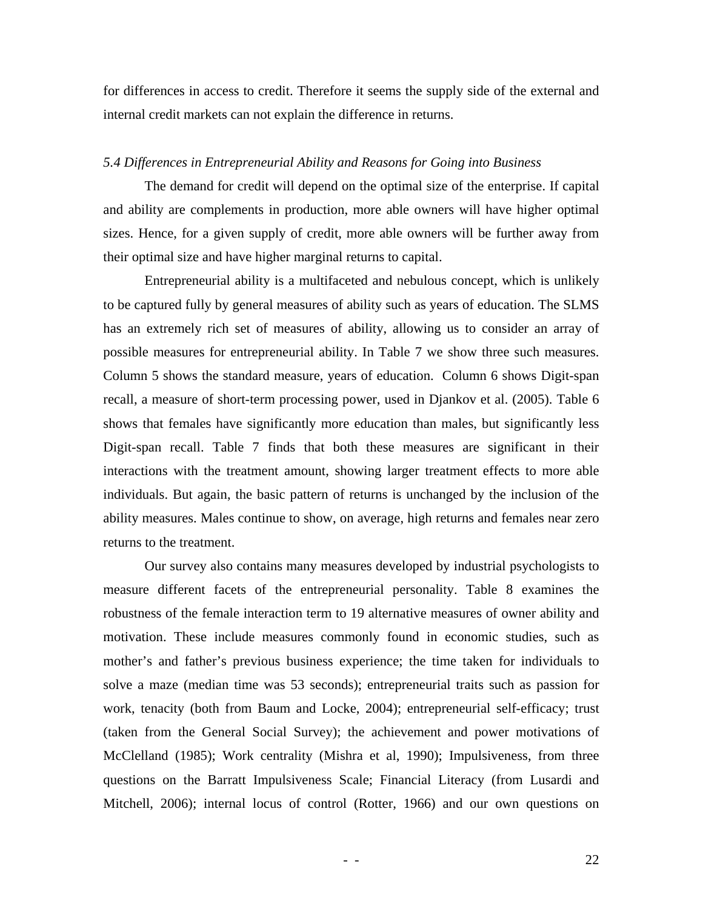for differences in access to credit. Therefore it seems the supply side of the external and internal credit markets can not explain the difference in returns.

### *5.4 Differences in Entrepreneurial Ability and Reasons for Going into Business*

The demand for credit will depend on the optimal size of the enterprise. If capital and ability are complements in production, more able owners will have higher optimal sizes. Hence, for a given supply of credit, more able owners will be further away from their optimal size and have higher marginal returns to capital.

Entrepreneurial ability is a multifaceted and nebulous concept, which is unlikely to be captured fully by general measures of ability such as years of education. The SLMS has an extremely rich set of measures of ability, allowing us to consider an array of possible measures for entrepreneurial ability. In Table 7 we show three such measures. Column 5 shows the standard measure, years of education. Column 6 shows Digit-span recall, a measure of short-term processing power, used in Djankov et al. (2005). Table 6 shows that females have significantly more education than males, but significantly less Digit-span recall. Table 7 finds that both these measures are significant in their interactions with the treatment amount, showing larger treatment effects to more able individuals. But again, the basic pattern of returns is unchanged by the inclusion of the ability measures. Males continue to show, on average, high returns and females near zero returns to the treatment.

Our survey also contains many measures developed by industrial psychologists to measure different facets of the entrepreneurial personality. Table 8 examines the robustness of the female interaction term to 19 alternative measures of owner ability and motivation. These include measures commonly found in economic studies, such as mother's and father's previous business experience; the time taken for individuals to solve a maze (median time was 53 seconds); entrepreneurial traits such as passion for work, tenacity (both from Baum and Locke, 2004); entrepreneurial self-efficacy; trust (taken from the General Social Survey); the achievement and power motivations of McClelland (1985); Work centrality (Mishra et al, 1990); Impulsiveness, from three questions on the Barratt Impulsiveness Scale; Financial Literacy (from Lusardi and Mitchell, 2006); internal locus of control (Rotter, 1966) and our own questions on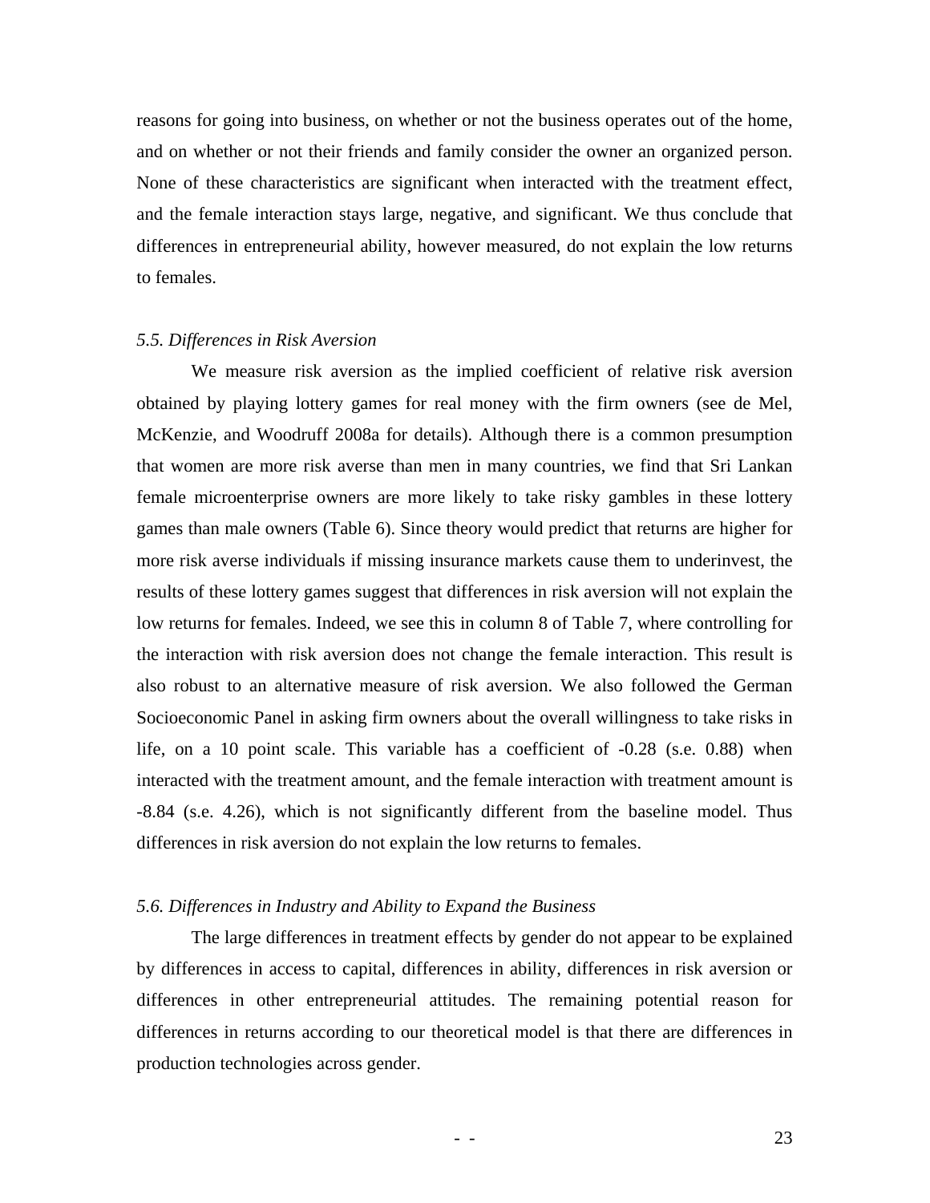reasons for going into business, on whether or not the business operates out of the home, and on whether or not their friends and family consider the owner an organized person. None of these characteristics are significant when interacted with the treatment effect, and the female interaction stays large, negative, and significant. We thus conclude that differences in entrepreneurial ability, however measured, do not explain the low returns to females.

### *5.5. Differences in Risk Aversion*

We measure risk aversion as the implied coefficient of relative risk aversion obtained by playing lottery games for real money with the firm owners (see de Mel, McKenzie, and Woodruff 2008a for details). Although there is a common presumption that women are more risk averse than men in many countries, we find that Sri Lankan female microenterprise owners are more likely to take risky gambles in these lottery games than male owners (Table 6). Since theory would predict that returns are higher for more risk averse individuals if missing insurance markets cause them to underinvest, the results of these lottery games suggest that differences in risk aversion will not explain the low returns for females. Indeed, we see this in column 8 of Table 7, where controlling for the interaction with risk aversion does not change the female interaction. This result is also robust to an alternative measure of risk aversion. We also followed the German Socioeconomic Panel in asking firm owners about the overall willingness to take risks in life, on a 10 point scale. This variable has a coefficient of -0.28 (s.e. 0.88) when interacted with the treatment amount, and the female interaction with treatment amount is -8.84 (s.e. 4.26), which is not significantly different from the baseline model. Thus differences in risk aversion do not explain the low returns to females.

### *5.6. Differences in Industry and Ability to Expand the Business*

The large differences in treatment effects by gender do not appear to be explained by differences in access to capital, differences in ability, differences in risk aversion or differences in other entrepreneurial attitudes. The remaining potential reason for differences in returns according to our theoretical model is that there are differences in production technologies across gender.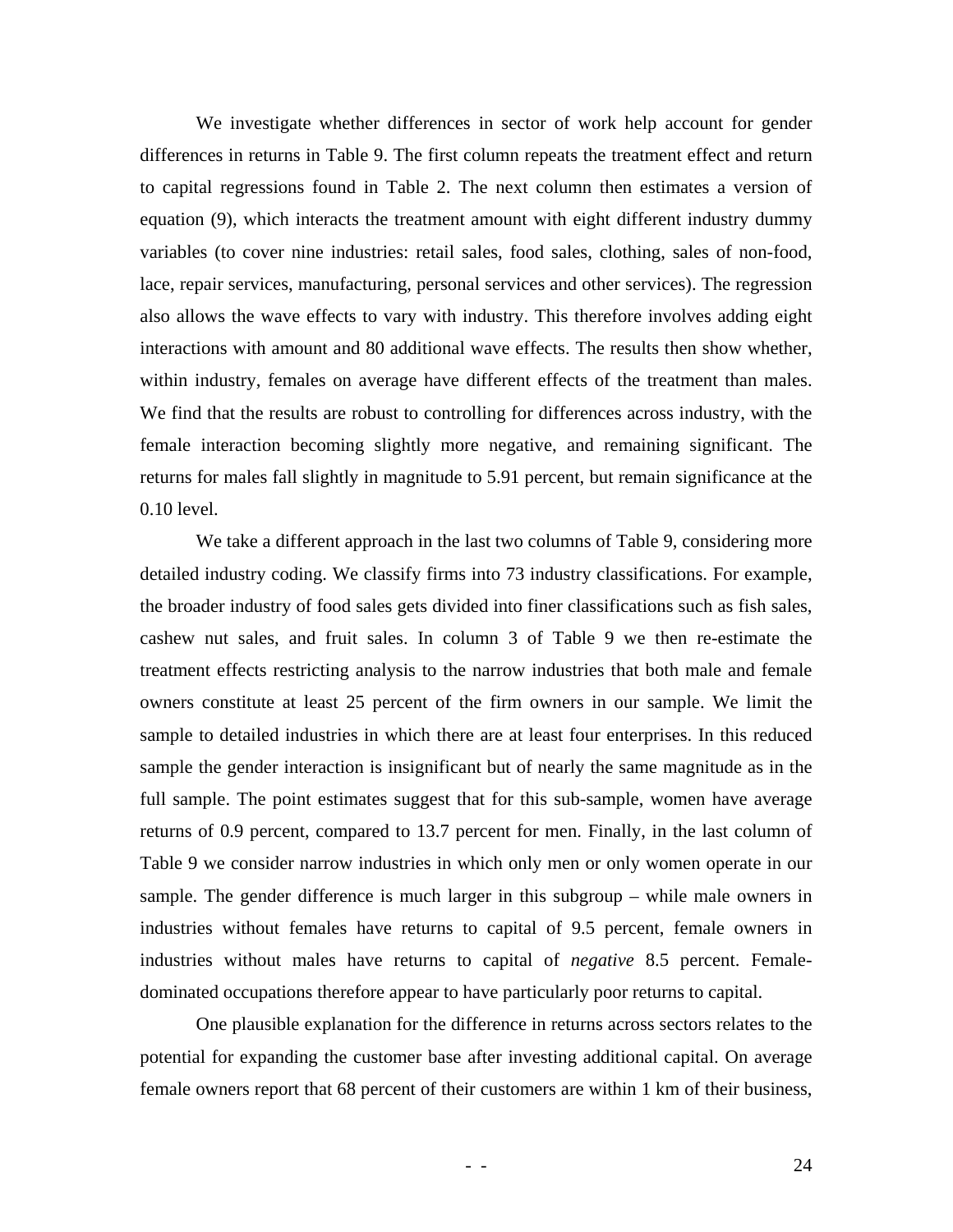We investigate whether differences in sector of work help account for gender differences in returns in Table 9. The first column repeats the treatment effect and return to capital regressions found in Table 2. The next column then estimates a version of equation (9), which interacts the treatment amount with eight different industry dummy variables (to cover nine industries: retail sales, food sales, clothing, sales of non-food, lace, repair services, manufacturing, personal services and other services). The regression also allows the wave effects to vary with industry. This therefore involves adding eight interactions with amount and 80 additional wave effects. The results then show whether, within industry, females on average have different effects of the treatment than males. We find that the results are robust to controlling for differences across industry, with the female interaction becoming slightly more negative, and remaining significant. The returns for males fall slightly in magnitude to 5.91 percent, but remain significance at the 0.10 level.

We take a different approach in the last two columns of Table 9, considering more detailed industry coding. We classify firms into 73 industry classifications. For example, the broader industry of food sales gets divided into finer classifications such as fish sales, cashew nut sales, and fruit sales. In column 3 of Table 9 we then re-estimate the treatment effects restricting analysis to the narrow industries that both male and female owners constitute at least 25 percent of the firm owners in our sample. We limit the sample to detailed industries in which there are at least four enterprises. In this reduced sample the gender interaction is insignificant but of nearly the same magnitude as in the full sample. The point estimates suggest that for this sub-sample, women have average returns of 0.9 percent, compared to 13.7 percent for men. Finally, in the last column of Table 9 we consider narrow industries in which only men or only women operate in our sample. The gender difference is much larger in this subgroup – while male owners in industries without females have returns to capital of 9.5 percent, female owners in industries without males have returns to capital of *negative* 8.5 percent. Female-dominated occupations therefore appear to have particularly poor returns to capital.

One plausible explanation for the difference in returns across sectors relates to the potential for expanding the customer base after investing additional capital. On average female owners report that 68 percent of their customers are within 1 km of their business,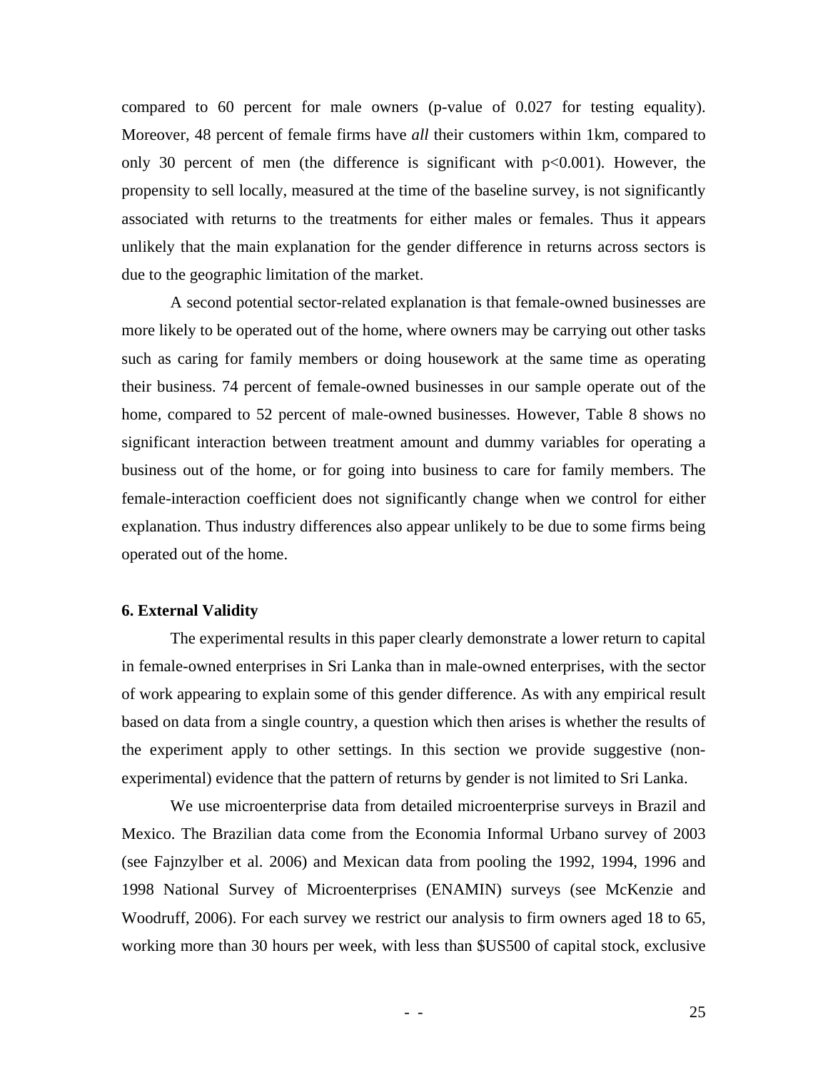compared to 60 percent for male owners (p-value of 0.027 for testing equality). Moreover, 48 percent of female firms have *all* their customers within 1km, compared to only 30 percent of men (the difference is significant with $p<0.001$). However, the propensity to sell locally, measured at the time of the baseline survey, is not significantly associated with returns to the treatments for either males or females. Thus it appears unlikely that the main explanation for the gender difference in returns across sectors is due to the geographic limitation of the market.

A second potential sector-related explanation is that female-owned businesses are more likely to be operated out of the home, where owners may be carrying out other tasks such as caring for family members or doing housework at the same time as operating their business. 74 percent of female-owned businesses in our sample operate out of the home, compared to 52 percent of male-owned businesses. However, Table 8 shows no significant interaction between treatment amount and dummy variables for operating a business out of the home, or for going into business to care for family members. The female-interaction coefficient does not significantly change when we control for either explanation. Thus industry differences also appear unlikely to be due to some firms being operated out of the home.

## 6. External Validity

The experimental results in this paper clearly demonstrate a lower return to capital in female-owned enterprises in Sri Lanka than in male-owned enterprises, with the sector of work appearing to explain some of this gender difference. As with any empirical result based on data from a single country, a question which then arises is whether the results of the experiment apply to other settings. In this section we provide suggestive (non-experimental) evidence that the pattern of returns by gender is not limited to Sri Lanka.

We use microenterprise data from detailed microenterprise surveys in Brazil and Mexico. The Brazilian data come from the Economia Informal Urbano survey of 2003 (see Fajnzylber et al. 2006) and Mexican data from pooling the 1992, 1994, 1996 and 1998 National Survey of Microenterprises (ENAMIN) surveys (see McKenzie and Woodruff, 2006). For each survey we restrict our analysis to firm owners aged 18 to 65, working more than 30 hours per week, with less than $US500 of capital stock, exclusive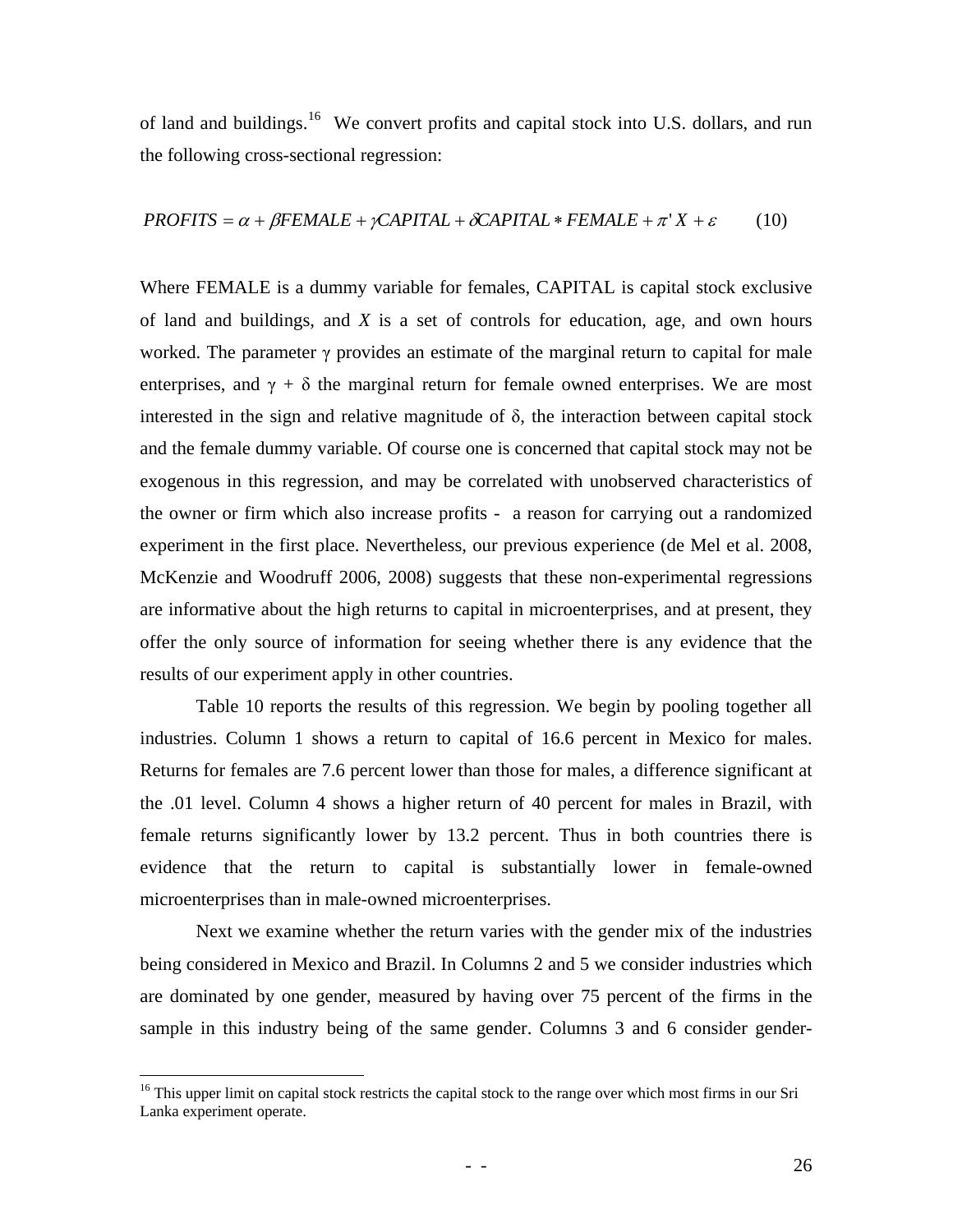of land and buildings.[16] We convert profits and capital stock into U.S. dollars, and run the following cross-sectional regression:

$$PROFITS = \alpha + \beta FEMALE + \gamma CAPITAL + \delta CAPITAL * FEMALE + \pi' X + \varepsilon \qquad (10)$$

Where FEMALE is a dummy variable for females, CAPITAL is capital stock exclusive of land and buildings, and $X$ is a set of controls for education, age, and own hours worked. The parameter $\gamma$ provides an estimate of the marginal return to capital for male enterprises, and $\gamma + \delta$ the marginal return for female owned enterprises. We are most interested in the sign and relative magnitude of $\delta$, the interaction between capital stock and the female dummy variable. Of course one is concerned that capital stock may not be exogenous in this regression, and may be correlated with unobserved characteristics of the owner or firm which also increase profits - a reason for carrying out a randomized experiment in the first place. Nevertheless, our previous experience (de Mel et al. 2008, McKenzie and Woodruff 2006, 2008) suggests that these non-experimental regressions are informative about the high returns to capital in microenterprises, and at present, they offer the only source of information for seeing whether there is any evidence that the results of our experiment apply in other countries.

Table 10 reports the results of this regression. We begin by pooling together all industries. Column 1 shows a return to capital of 16.6 percent in Mexico for males. Returns for females are 7.6 percent lower than those for males, a difference significant at the .01 level. Column 4 shows a higher return of 40 percent for males in Brazil, with female returns significantly lower by 13.2 percent. Thus in both countries there is evidence that the return to capital is substantially lower in female-owned microenterprises than in male-owned microenterprises.

Next we examine whether the return varies with the gender mix of the industries being considered in Mexico and Brazil. In Columns 2 and 5 we consider industries which are dominated by one gender, measured by having over 75 percent of the firms in the sample in this industry being of the same gender. Columns 3 and 6 consider gender-

[16] This upper limit on capital stock restricts the capital stock to the range over which most firms in our Sri Lanka experiment operate.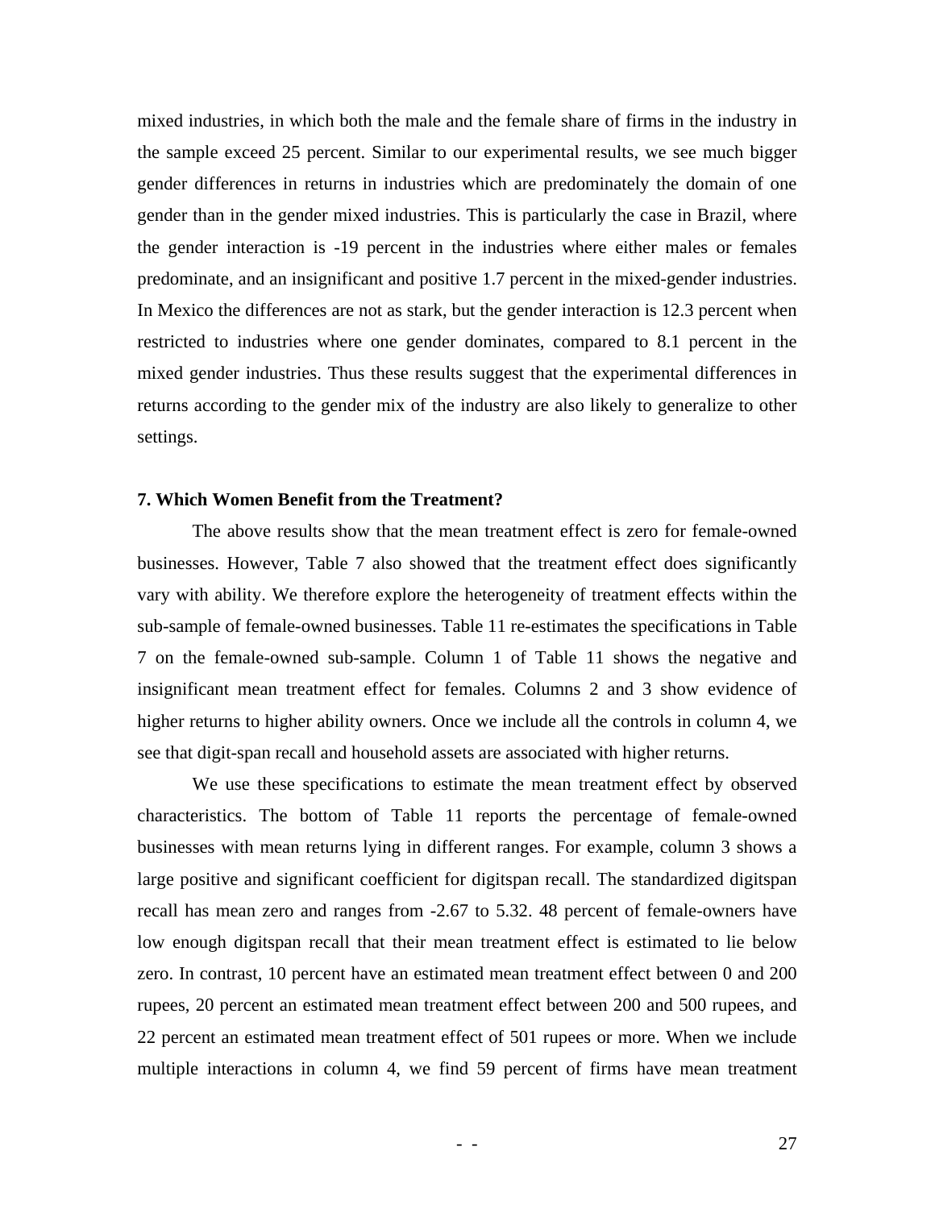mixed industries, in which both the male and the female share of firms in the industry in the sample exceed 25 percent. Similar to our experimental results, we see much bigger gender differences in returns in industries which are predominately the domain of one gender than in the gender mixed industries. This is particularly the case in Brazil, where the gender interaction is -19 percent in the industries where either males or females predominate, and an insignificant and positive 1.7 percent in the mixed-gender industries. In Mexico the differences are not as stark, but the gender interaction is 12.3 percent when restricted to industries where one gender dominates, compared to 8.1 percent in the mixed gender industries. Thus these results suggest that the experimental differences in returns according to the gender mix of the industry are also likely to generalize to other settings.

### 7. Which Women Benefit from the Treatment?

The above results show that the mean treatment effect is zero for female-owned businesses. However, Table 7 also showed that the treatment effect does significantly vary with ability. We therefore explore the heterogeneity of treatment effects within the sub-sample of female-owned businesses. Table 11 re-estimates the specifications in Table 7 on the female-owned sub-sample. Column 1 of Table 11 shows the negative and insignificant mean treatment effect for females. Columns 2 and 3 show evidence of higher returns to higher ability owners. Once we include all the controls in column 4, we see that digit-span recall and household assets are associated with higher returns.

We use these specifications to estimate the mean treatment effect by observed characteristics. The bottom of Table 11 reports the percentage of female-owned businesses with mean returns lying in different ranges. For example, column 3 shows a large positive and significant coefficient for digitspan recall. The standardized digitspan recall has mean zero and ranges from -2.67 to 5.32. 48 percent of female-owners have low enough digitspan recall that their mean treatment effect is estimated to lie below zero. In contrast, 10 percent have an estimated mean treatment effect between 0 and 200 rupees, 20 percent an estimated mean treatment effect between 200 and 500 rupees, and 22 percent an estimated mean treatment effect of 501 rupees or more. When we include multiple interactions in column 4, we find 59 percent of firms have mean treatment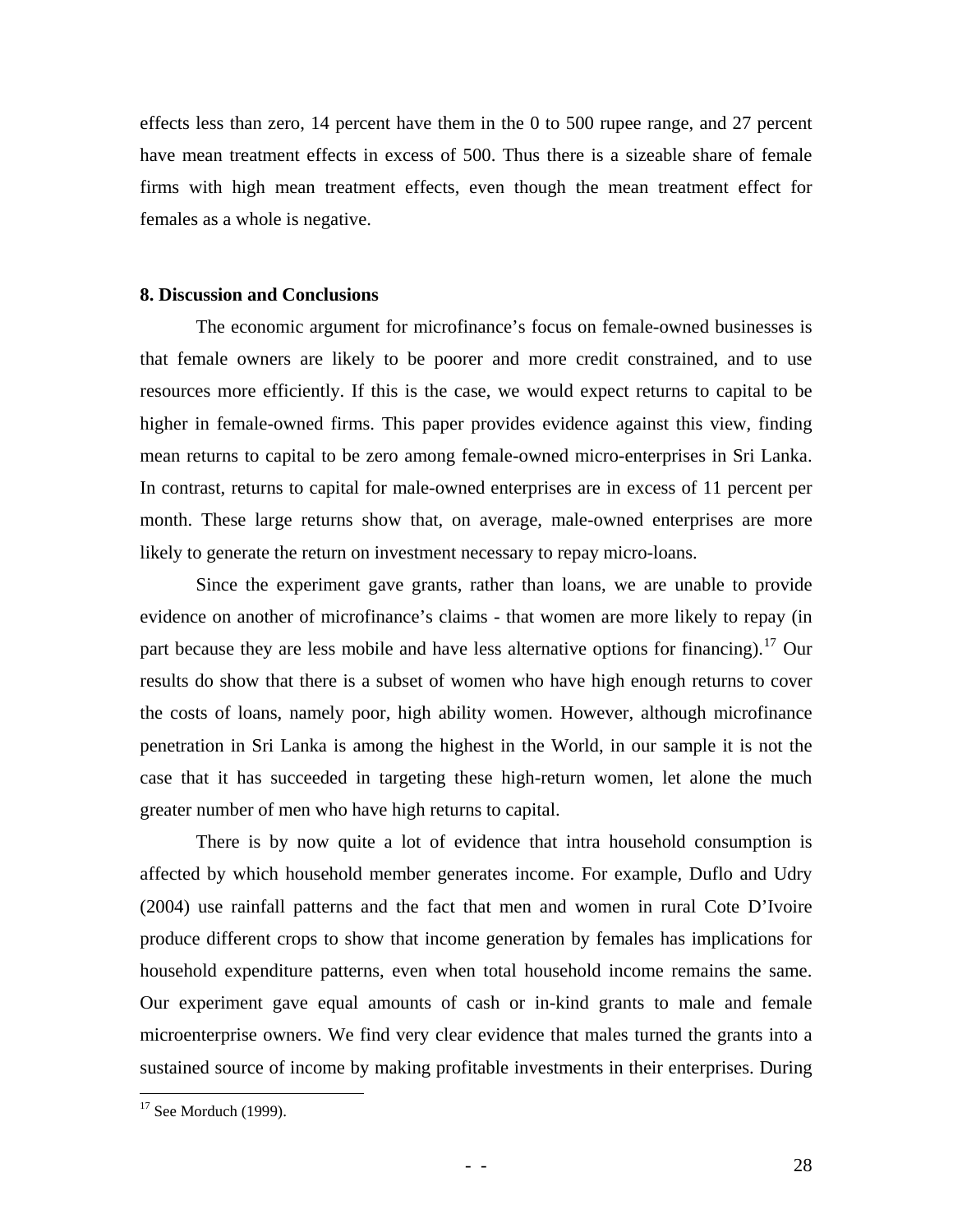effects less than zero, 14 percent have them in the 0 to 500 rupee range, and 27 percent have mean treatment effects in excess of 500. Thus there is a sizeable share of female firms with high mean treatment effects, even though the mean treatment effect for females as a whole is negative.

## 8. Discussion and Conclusions

The economic argument for microfinance's focus on female-owned businesses is that female owners are likely to be poorer and more credit constrained, and to use resources more efficiently. If this is the case, we would expect returns to capital to be higher in female-owned firms. This paper provides evidence against this view, finding mean returns to capital to be zero among female-owned micro-enterprises in Sri Lanka. In contrast, returns to capital for male-owned enterprises are in excess of 11 percent per month. These large returns show that, on average, male-owned enterprises are more likely to generate the return on investment necessary to repay micro-loans.

Since the experiment gave grants, rather than loans, we are unable to provide evidence on another of microfinance's claims - that women are more likely to repay (in part because they are less mobile and have less alternative options for financing).[17] Our results do show that there is a subset of women who have high enough returns to cover the costs of loans, namely poor, high ability women. However, although microfinance penetration in Sri Lanka is among the highest in the World, in our sample it is not the case that it has succeeded in targeting these high-return women, let alone the much greater number of men who have high returns to capital.

There is by now quite a lot of evidence that intra household consumption is affected by which household member generates income. For example, Duflo and Udry (2004) use rainfall patterns and the fact that men and women in rural Cote D'Ivoire produce different crops to show that income generation by females has implications for household expenditure patterns, even when total household income remains the same. Our experiment gave equal amounts of cash or in-kind grants to male and female microenterprise owners. We find very clear evidence that males turned the grants into a sustained source of income by making profitable investments in their enterprises. During

[17] See Morduch (1999).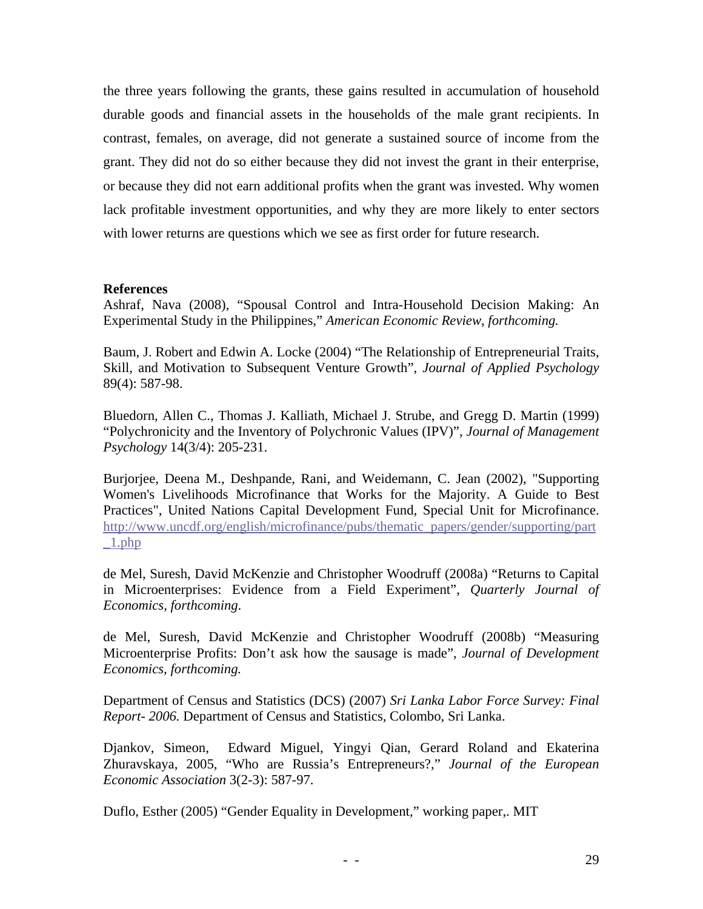the three years following the grants, these gains resulted in accumulation of household durable goods and financial assets in the households of the male grant recipients. In contrast, females, on average, did not generate a sustained source of income from the grant. They did not do so either because they did not invest the grant in their enterprise, or because they did not earn additional profits when the grant was invested. Why women lack profitable investment opportunities, and why they are more likely to enter sectors with lower returns are questions which we see as first order for future research.

**References**

Ashraf, Nava (2008), "Spousal Control and Intra-Household Decision Making: An Experimental Study in the Philippines," *American Economic Review, forthcoming.*

Baum, J. Robert and Edwin A. Locke (2004) "The Relationship of Entrepreneurial Traits, Skill, and Motivation to Subsequent Venture Growth", *Journal of Applied Psychology* 89(4): 587-98.

Bluedorn, Allen C., Thomas J. Kalliath, Michael J. Strube, and Gregg D. Martin (1999) "Polychronicity and the Inventory of Polychronic Values (IPV)", *Journal of Management Psychology* 14(3/4): 205-231.

Burjorjee, Deena M., Deshpande, Rani, and Weidemann, C. Jean (2002), "Supporting Women's Livelihoods Microfinance that Works for the Majority. A Guide to Best Practices", United Nations Capital Development Fund, Special Unit for Microfinance. http://www.uncdf.org/english/microfinance/pubs/thematic_papers/gender/supporting/part_1.php

de Mel, Suresh, David McKenzie and Christopher Woodruff (2008a) "Returns to Capital in Microenterprises: Evidence from a Field Experiment", *Quarterly Journal of Economics, forthcoming.*

de Mel, Suresh, David McKenzie and Christopher Woodruff (2008b) "Measuring Microenterprise Profits: Don't ask how the sausage is made", *Journal of Development Economics, forthcoming.*

Department of Census and Statistics (DCS) (2007) *Sri Lanka Labor Force Survey: Final Report- 2006.* Department of Census and Statistics, Colombo, Sri Lanka.

Djankov, Simeon, Edward Miguel, Yingyi Qian, Gerard Roland and Ekaterina Zhuravskaya, 2005, "Who are Russia's Entrepreneurs?," *Journal of the European Economic Association* 3(2-3): 587-97.

Duflo, Esther (2005) "Gender Equality in Development," working paper,. MIT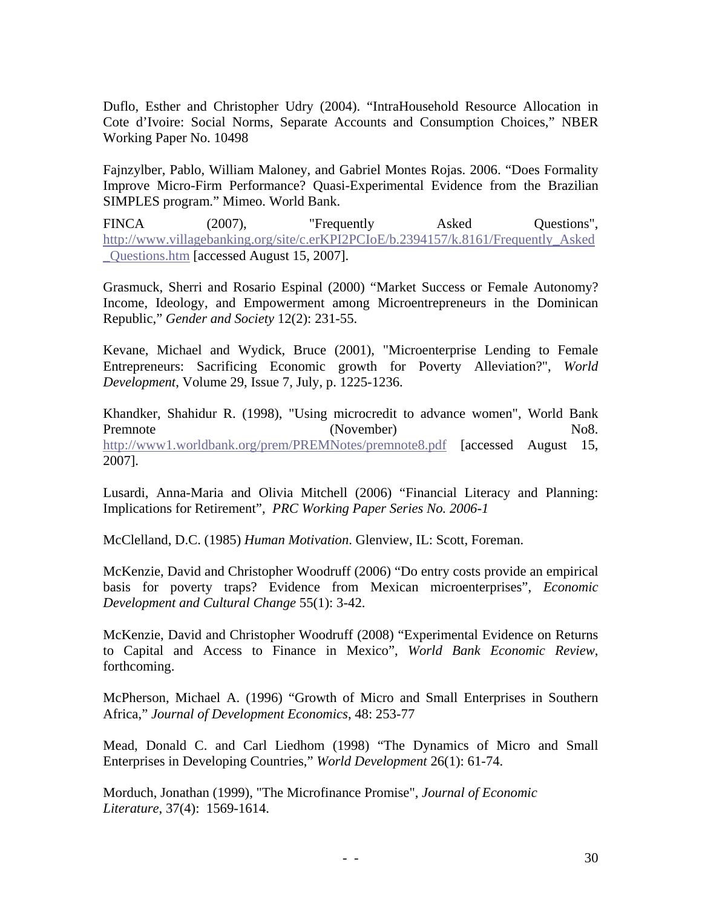Duflo, Esther and Christopher Udry (2004). "IntraHousehold Resource Allocation in Cote d'Ivoire: Social Norms, Separate Accounts and Consumption Choices," NBER Working Paper No. 10498

Fajnzylber, Pablo, William Maloney, and Gabriel Montes Rojas. 2006. "Does Formality Improve Micro-Firm Performance? Quasi-Experimental Evidence from the Brazilian SIMPLES program." Mimeo. World Bank.

FINCA (2007), "Frequently Asked Questions", http://www.villagebanking.org/site/c.erKPI2PCIoE/b.2394157/k.8161/Frequently_Asked_Questions.htm [accessed August 15, 2007].

Grasmuck, Sherri and Rosario Espinal (2000) "Market Success or Female Autonomy? Income, Ideology, and Empowerment among Microentrepreneurs in the Dominican Republic," *Gender and Society* 12(2): 231-55.

Kevane, Michael and Wydick, Bruce (2001), "Microenterprise Lending to Female Entrepreneurs: Sacrificing Economic growth for Poverty Alleviation?", *World Development*, Volume 29, Issue 7, July, p. 1225-1236.

Khandker, Shahidur R. (1998), "Using microcredit to advance women", World Bank Premnote (November) No8. http://www1.worldbank.org/prem/PREMNotes/premnote8.pdf [accessed August 15, 2007].

Lusardi, Anna-Maria and Olivia Mitchell (2006) "Financial Literacy and Planning: Implications for Retirement", *PRC Working Paper Series No. 2006-1*

McClelland, D.C. (1985) *Human Motivation*. Glenview, IL: Scott, Foreman.

McKenzie, David and Christopher Woodruff (2006) "Do entry costs provide an empirical basis for poverty traps? Evidence from Mexican microenterprises", *Economic Development and Cultural Change* 55(1): 3-42.

McKenzie, David and Christopher Woodruff (2008) "Experimental Evidence on Returns to Capital and Access to Finance in Mexico", *World Bank Economic Review*, forthcoming.

McPherson, Michael A. (1996) "Growth of Micro and Small Enterprises in Southern Africa," *Journal of Development Economics*, 48: 253-77

Mead, Donald C. and Carl Liedhom (1998) "The Dynamics of Micro and Small Enterprises in Developing Countries," *World Development* 26(1): 61-74.

Morduch, Jonathan (1999), "The Microfinance Promise", *Journal of Economic Literature*, 37(4): 1569-1614.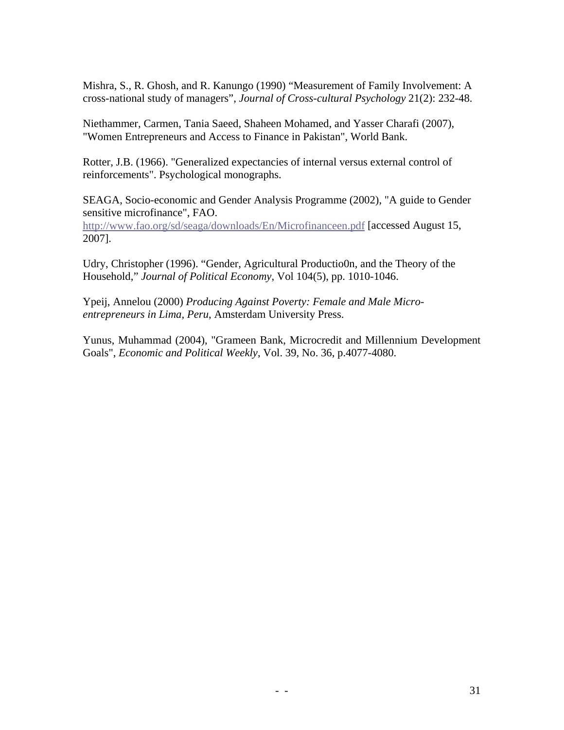Mishra, S., R. Ghosh, and R. Kanungo (1990) “Measurement of Family Involvement: A cross-national study of managers”, *Journal of Cross-cultural Psychology* 21(2): 232-48.

Niethammer, Carmen, Tania Saeed, Shaheen Mohamed, and Yasser Charafi (2007), "Women Entrepreneurs and Access to Finance in Pakistan", World Bank.

Rotter, J.B. (1966). "Generalized expectancies of internal versus external control of reinforcements". Psychological monographs.

SEAGA, Socio-economic and Gender Analysis Programme (2002), "A guide to Gender sensitive microfinance", FAO. http://www.fao.org/sd/seaga/downloads/En/Microfinanceen.pdf [accessed August 15, 2007].

Udry, Christopher (1996). “Gender, Agricultural Productio0n, and the Theory of the Household,” *Journal of Political Economy*, Vol 104(5), pp. 1010-1046.

Ypeij, Annelou (2000) *Producing Against Poverty: Female and Male Micro-entrepreneurs in Lima, Peru*, Amsterdam University Press.

Yunus, Muhammad (2004), "Grameen Bank, Microcredit and Millennium Development Goals", *Economic and Political Weekly*, Vol. 39, No. 36, p.4077-4080.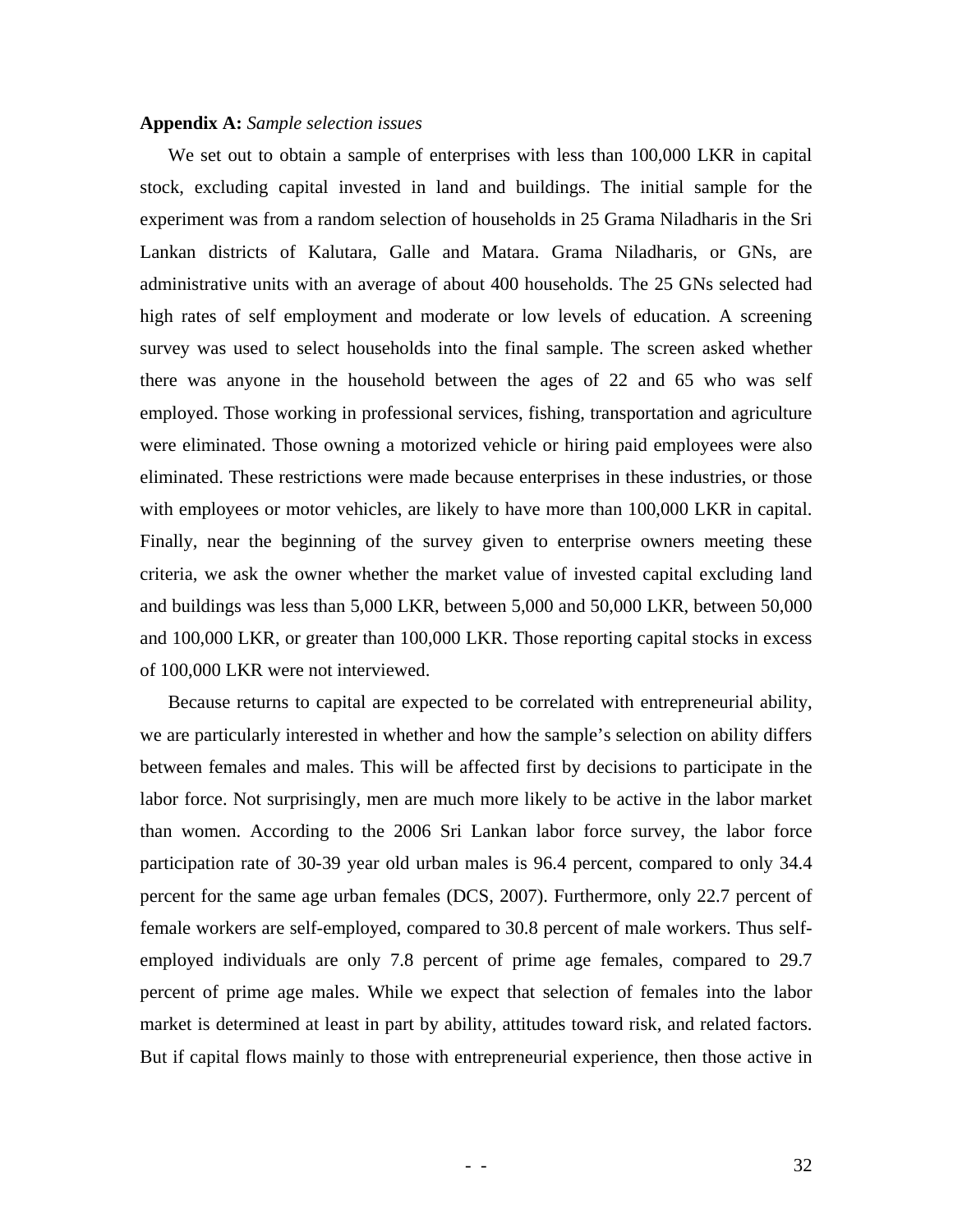**Appendix A:** *Sample selection issues*

We set out to obtain a sample of enterprises with less than 100,000 LKR in capital stock, excluding capital invested in land and buildings. The initial sample for the experiment was from a random selection of households in 25 Grama Niladharis in the Sri Lankan districts of Kalutara, Galle and Matara. Grama Niladharis, or GNs, are administrative units with an average of about 400 households. The 25 GNs selected had high rates of self employment and moderate or low levels of education. A screening survey was used to select households into the final sample. The screen asked whether there was anyone in the household between the ages of 22 and 65 who was self employed. Those working in professional services, fishing, transportation and agriculture were eliminated. Those owning a motorized vehicle or hiring paid employees were also eliminated. These restrictions were made because enterprises in these industries, or those with employees or motor vehicles, are likely to have more than 100,000 LKR in capital. Finally, near the beginning of the survey given to enterprise owners meeting these criteria, we ask the owner whether the market value of invested capital excluding land and buildings was less than 5,000 LKR, between 5,000 and 50,000 LKR, between 50,000 and 100,000 LKR, or greater than 100,000 LKR. Those reporting capital stocks in excess of 100,000 LKR were not interviewed.

Because returns to capital are expected to be correlated with entrepreneurial ability, we are particularly interested in whether and how the sample's selection on ability differs between females and males. This will be affected first by decisions to participate in the labor force. Not surprisingly, men are much more likely to be active in the labor market than women. According to the 2006 Sri Lankan labor force survey, the labor force participation rate of 30-39 year old urban males is 96.4 percent, compared to only 34.4 percent for the same age urban females (DCS, 2007). Furthermore, only 22.7 percent of female workers are self-employed, compared to 30.8 percent of male workers. Thus self-employed individuals are only 7.8 percent of prime age females, compared to 29.7 percent of prime age males. While we expect that selection of females into the labor market is determined at least in part by ability, attitudes toward risk, and related factors. But if capital flows mainly to those with entrepreneurial experience, then those active in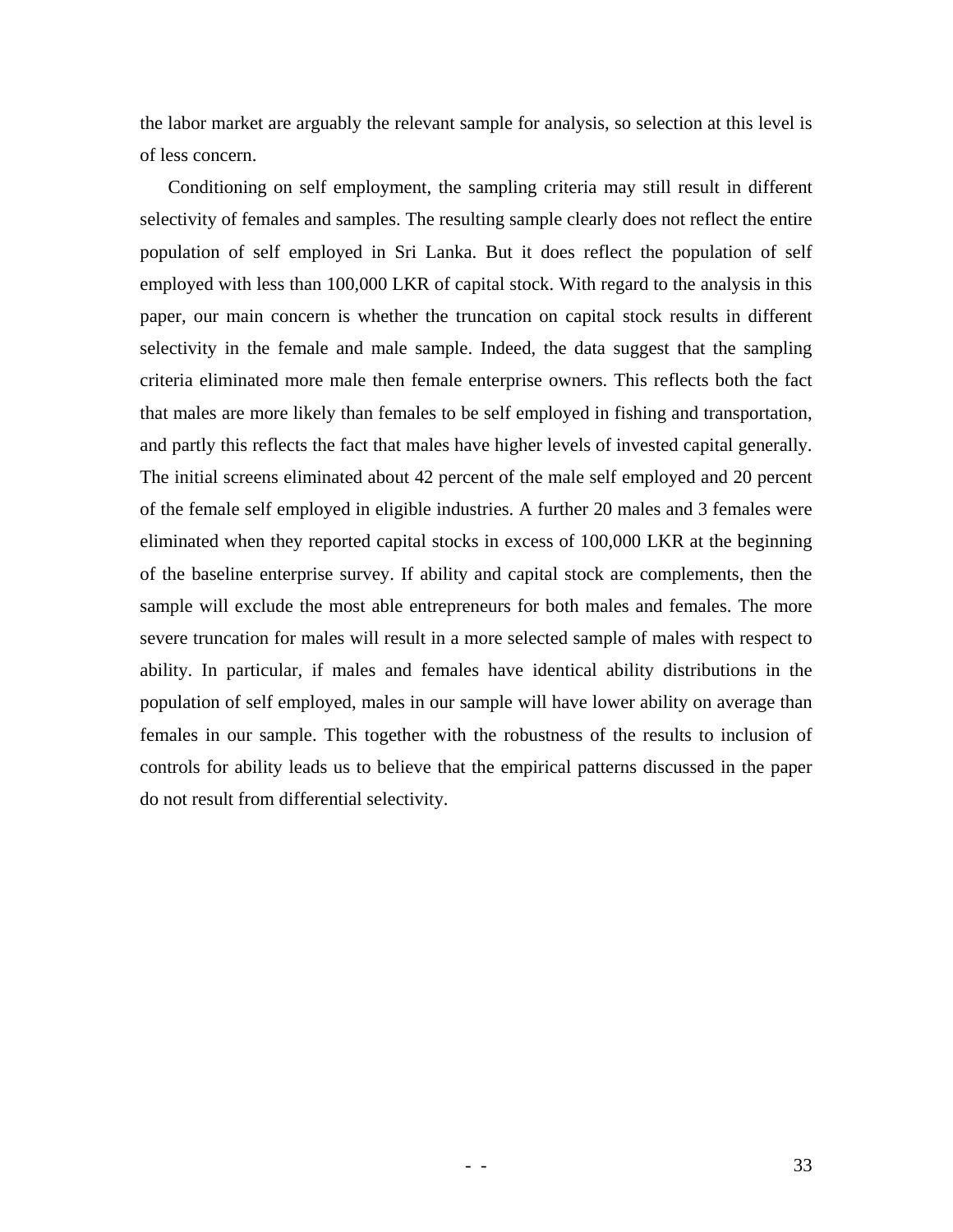the labor market are arguably the relevant sample for analysis, so selection at this level is of less concern.

Conditioning on self employment, the sampling criteria may still result in different selectivity of females and samples. The resulting sample clearly does not reflect the entire population of self employed in Sri Lanka. But it does reflect the population of self employed with less than 100,000 LKR of capital stock. With regard to the analysis in this paper, our main concern is whether the truncation on capital stock results in different selectivity in the female and male sample. Indeed, the data suggest that the sampling criteria eliminated more male then female enterprise owners. This reflects both the fact that males are more likely than females to be self employed in fishing and transportation, and partly this reflects the fact that males have higher levels of invested capital generally. The initial screens eliminated about 42 percent of the male self employed and 20 percent of the female self employed in eligible industries. A further 20 males and 3 females were eliminated when they reported capital stocks in excess of 100,000 LKR at the beginning of the baseline enterprise survey. If ability and capital stock are complements, then the sample will exclude the most able entrepreneurs for both males and females. The more severe truncation for males will result in a more selected sample of males with respect to ability. In particular, if males and females have identical ability distributions in the population of self employed, males in our sample will have lower ability on average than females in our sample. This together with the robustness of the results to inclusion of controls for ability leads us to believe that the empirical patterns discussed in the paper do not result from differential selectivity.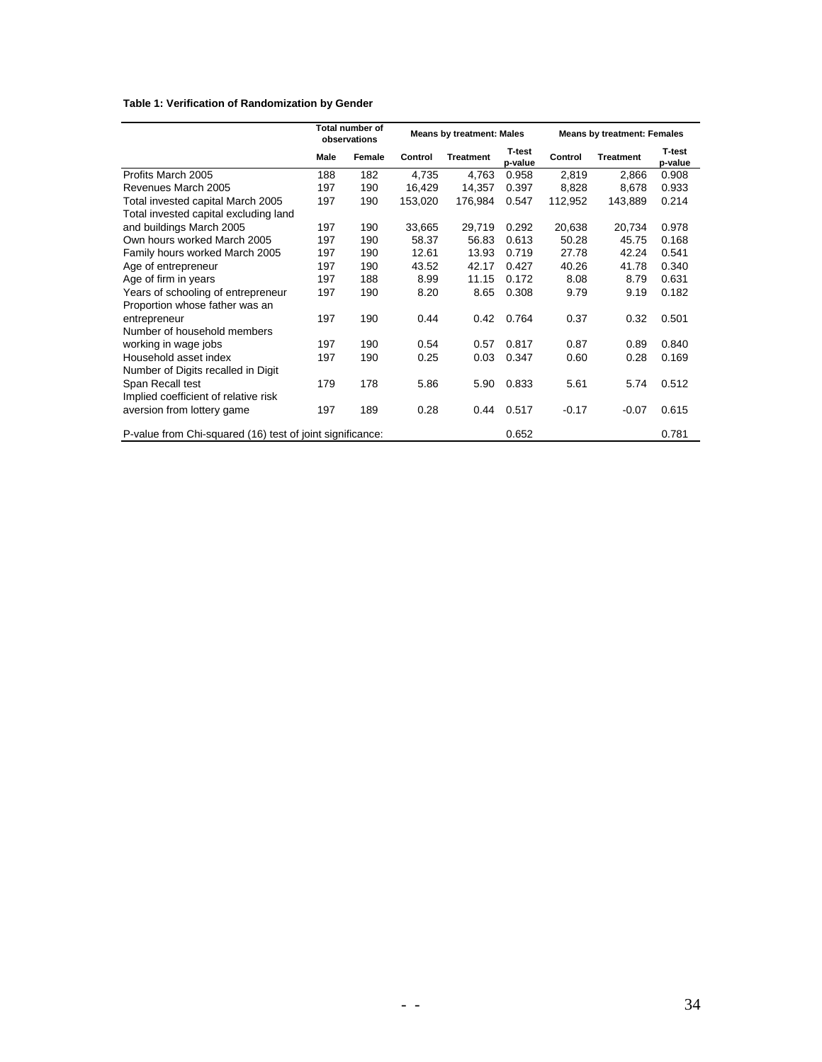**Table 1: Verification of Randomization by Gender**

| | Total number of observations | | Means by treatment: Males | | | Means by treatment: Females | | |
|---|---|---|---|---|---|---|---|---|
| | Male | Female | Control | Treatment | T-test p-value | Control | Treatment | T-test p-value |
| Profits March 2005 | 188 | 182 | 4,735 | 4,763 | 0.958 | 2,819 | 2,866 | 0.908 |
| Revenues March 2005 | 197 | 190 | 16,429 | 14,357 | 0.397 | 8,828 | 8,678 | 0.933 |
| Total invested capital March 2005 | 197 | 190 | 153,020 | 176,984 | 0.547 | 112,952 | 143,889 | 0.214 |
| Total invested capital excluding land and buildings March 2005 | 197 | 190 | 33,665 | 29,719 | 0.292 | 20,638 | 20,734 | 0.978 |
| Own hours worked March 2005 | 197 | 190 | 58.37 | 56.83 | 0.613 | 50.28 | 45.75 | 0.168 |
| Family hours worked March 2005 | 197 | 190 | 12.61 | 13.93 | 0.719 | 27.78 | 42.24 | 0.541 |
| Age of entrepreneur | 197 | 190 | 43.52 | 42.17 | 0.427 | 40.26 | 41.78 | 0.340 |
| Age of firm in years | 197 | 188 | 8.99 | 11.15 | 0.172 | 8.08 | 8.79 | 0.631 |
| Years of schooling of entrepreneur | 197 | 190 | 8.20 | 8.65 | 0.308 | 9.79 | 9.19 | 0.182 |
| Proportion whose father was an entrepreneur | 197 | 190 | 0.44 | 0.42 | 0.764 | 0.37 | 0.32 | 0.501 |
| Number of household members working in wage jobs | 197 | 190 | 0.54 | 0.57 | 0.817 | 0.87 | 0.89 | 0.840 |
| Household asset index | 197 | 190 | 0.25 | 0.03 | 0.347 | 0.60 | 0.28 | 0.169 |
| Number of Digits recalled in Digit Span Recall test | 179 | 178 | 5.86 | 5.90 | 0.833 | 5.61 | 5.74 | 0.512 |
| Implied coefficient of relative risk aversion from lottery game | 197 | 189 | 0.28 | 0.44 | 0.517 | -0.17 | -0.07 | 0.615 |
| P-value from Chi-squared (16) test of joint significance: | | | | | 0.652 | | | 0.781 |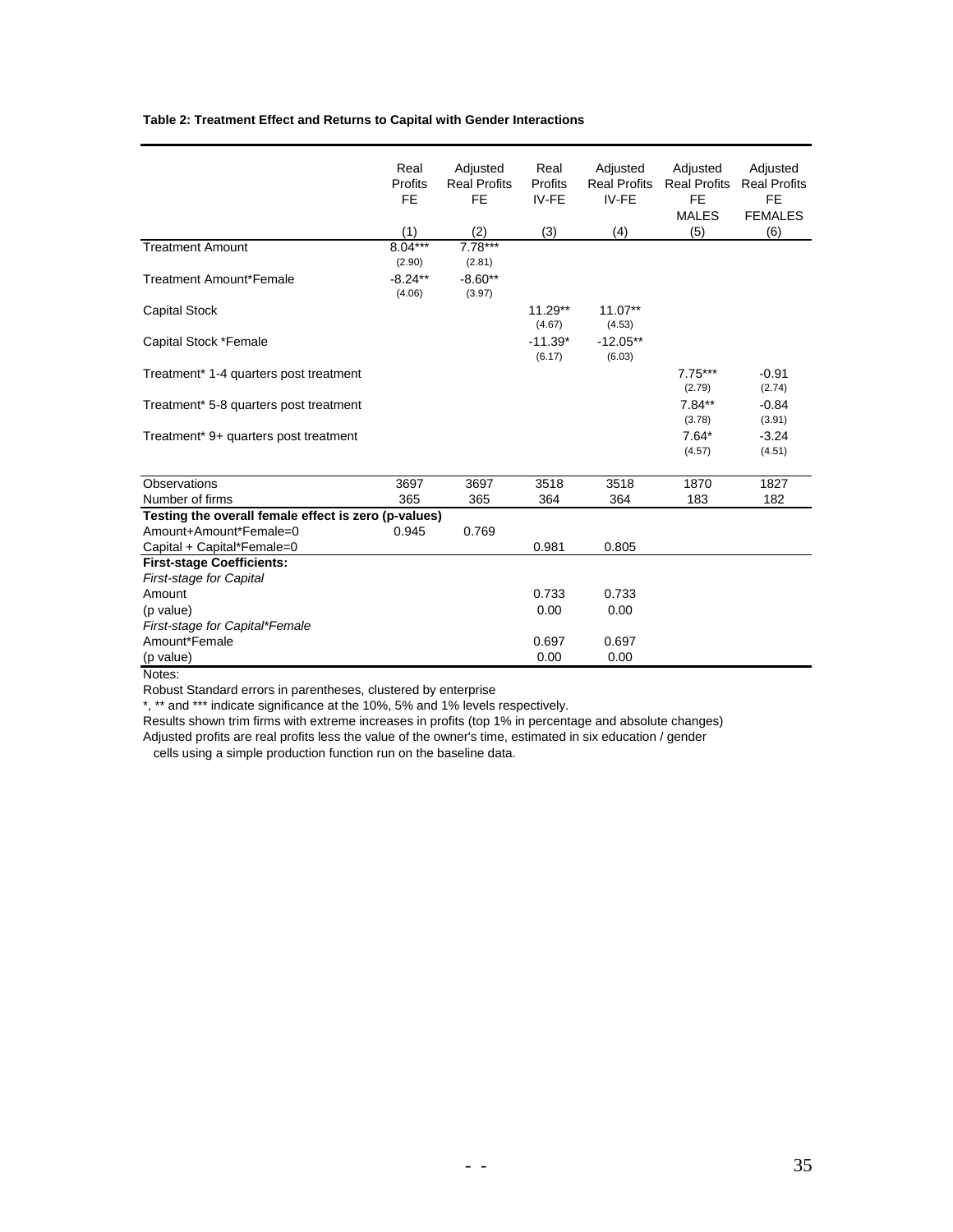**Table 2: Treatment Effect and Returns to Capital with Gender Interactions**

| | Real Profits FE | Adjusted Real Profits FE | Real Profits IV-FE | Adjusted Real Profits IV-FE | Adjusted Real Profits FE MALES | Adjusted Real Profits FE FEMALES |
|---|---|---|---|---|---|---|
| | (1) | (2) | (3) | (4) | (5) | (6) |
| Treatment Amount | 8.04*** | 7.78*** | | | | |
| | (2.90) | (2.81) | | | | |
| Treatment Amount*Female | -8.24** | -8.60** | | | | |
| | (4.06) | (3.97) | | | | |
| Capital Stock | | | 11.29** | 11.07** | | |
| | | | (4.67) | (4.53) | | |
| Capital Stock *Female | | | -11.39* | -12.05** | | |
| | | | (6.17) | (6.03) | | |
| Treatment* 1-4 quarters post treatment | | | | | 7.75*** | -0.91 |
| | | | | | (2.79) | (2.74) |
| Treatment* 5-8 quarters post treatment | | | | | 7.84** | -0.84 |
| | | | | | (3.78) | (3.91) |
| Treatment* 9+ quarters post treatment | | | | | 7.64* | -3.24 |
| | | | | | (4.57) | (4.51) |
| Observations | 3697 | 3697 | 3518 | 3518 | 1870 | 1827 |
| Number of firms | 365 | 365 | 364 | 364 | 183 | 182 |
| **Testing the overall female effect is zero (p-values)** | | | | | | |
| Amount+Amount*Female=0 | 0.945 | 0.769 | | | | |
| Capital + Capital*Female=0 | | | 0.981 | 0.805 | | |
| **First-stage Coefficients:** | | | | | | |
| *First-stage for Capital* | | | | | | |
| Amount | | | 0.733 | 0.733 | | |
| (p value) | | | 0.00 | 0.00 | | |
| *First-stage for Capital*Female* | | | | | | |
| Amount*Female | | | 0.697 | 0.697 | | |
| (p value) | | | 0.00 | 0.00 | | |

Notes:
Robust Standard errors in parentheses, clustered by enterprise
*, ** and *** indicate significance at the 10%, 5% and 1% levels respectively.
Results shown trim firms with extreme increases in profits (top 1% in percentage and absolute changes)
Adjusted profits are real profits less the value of the owner's time, estimated in six education / gender cells using a simple production function run on the baseline data.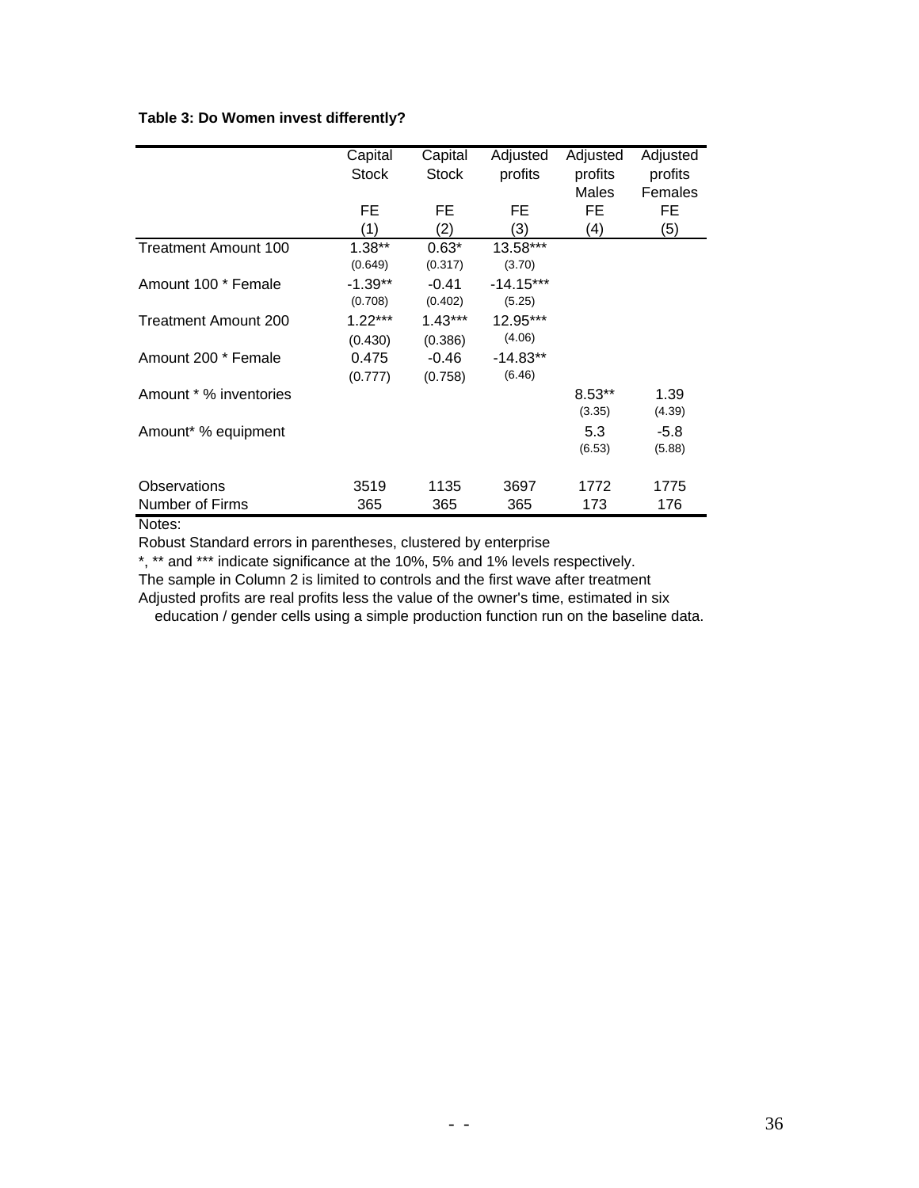**Table 3: Do Women invest differently?**

| | Capital Stock | Capital Stock | Adjusted profits | Adjusted profits Males | Adjusted profits Females |
|---|---|---|---|---|---|
| | FE | FE | FE | FE | FE |
| | (1) | (2) | (3) | (4) | (5) |
| Treatment Amount 100 | 1.38** | 0.63* | 13.58*** | | |
| | (0.649) | (0.317) | (3.70) | | |
| Amount 100 * Female | -1.39** | -0.41 | -14.15*** | | |
| | (0.708) | (0.402) | (5.25) | | |
| Treatment Amount 200 | 1.22*** | 1.43*** | 12.95*** | | |
| | (0.430) | (0.386) | (4.06) | | |
| Amount 200 * Female | 0.475 | -0.46 | -14.83** | | |
| | (0.777) | (0.758) | (6.46) | | |
| Amount * % inventories | | | | 8.53** | 1.39 |
| | | | | (3.35) | (4.39) |
| Amount* % equipment | | | | 5.3 | -5.8 |
| | | | | (6.53) | (5.88) |
| Observations | 3519 | 1135 | 3697 | 1772 | 1775 |
| Number of Firms | 365 | 365 | 365 | 173 | 176 |

Notes:

Robust Standard errors in parentheses, clustered by enterprise

*, ** and *** indicate significance at the 10%, 5% and 1% levels respectively.

The sample in Column 2 is limited to controls and the first wave after treatment

Adjusted profits are real profits less the value of the owner's time, estimated in six education / gender cells using a simple production function run on the baseline data.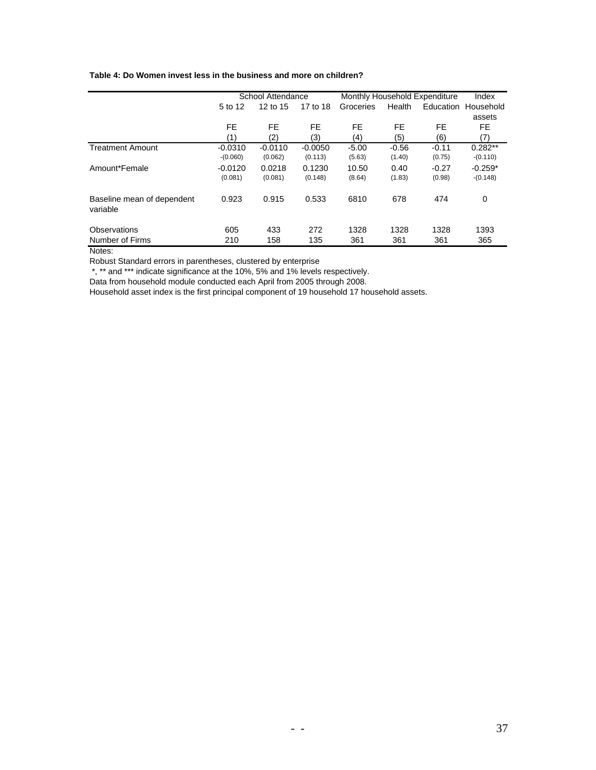**Table 4: Do Women invest less in the business and more on children?**

| | School Attendance | | | Monthly Household Expenditure | | | Index |
|---|---|---|---|---|---|---|---|
| | 5 to 12 | 12 to 15 | 17 to 18 | Groceries | Health | Education | Household assets |
| | FE | FE | FE | FE | FE | FE | FE |
| | (1) | (2) | (3) | (4) | (5) | (6) | (7) |
| Treatment Amount | -0.0310 | -0.0110 | -0.0050 | -5.00 | -0.56 | -0.11 | 0.282** |
| | -(0.060) | (0.062) | (0.113) | (5.63) | (1.40) | (0.75) | -(0.110) |
| Amount*Female | -0.0120 | 0.0218 | 0.1230 | 10.50 | 0.40 | -0.27 | -0.259* |
| | (0.081) | (0.081) | (0.148) | (8.64) | (1.83) | (0.98) | -(0.148) |
| Baseline mean of dependent variable | 0.923 | 0.915 | 0.533 | 6810 | 678 | 474 | 0 |
| Observations | 605 | 433 | 272 | 1328 | 1328 | 1328 | 1393 |
| Number of Firms | 210 | 158 | 135 | 361 | 361 | 361 | 365 |

Notes:

Robust Standard errors in parentheses, clustered by enterprise

*, ** and *** indicate significance at the 10%, 5% and 1% levels respectively.

Data from household module conducted each April from 2005 through 2008.

Household asset index is the first principal component of 19 household 17 household assets.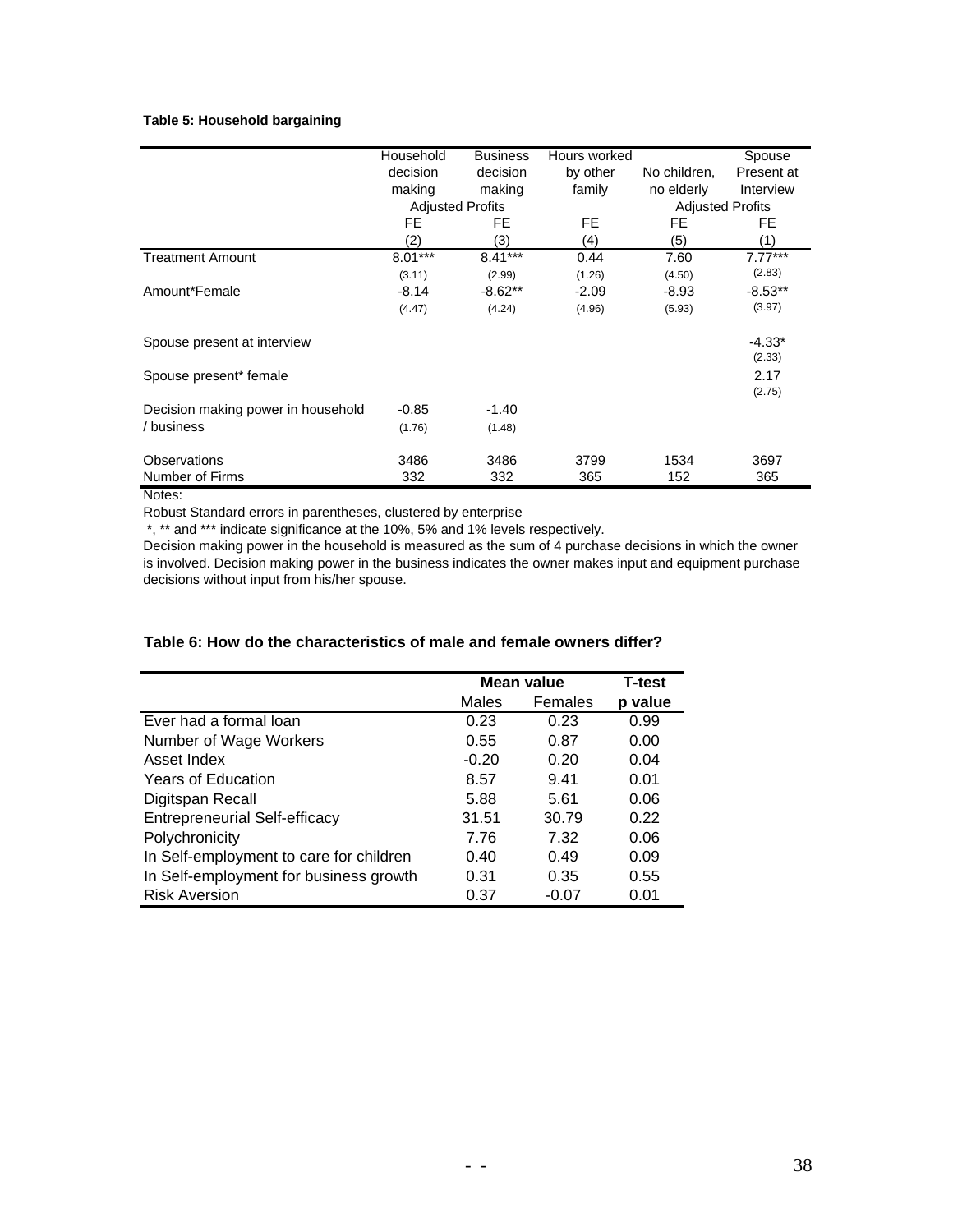**Table 5: Household bargaining**

| | Household decision making | Business decision making | Hours worked by other family | No children, no elderly | Spouse Present at Interview |
|---|---|---|---|---|---|
| | Adjusted Profits | | | Adjusted Profits | |
| | FE | FE | FE | FE | FE |
| | (2) | (3) | (4) | (5) | (1) |
| Treatment Amount | 8.01*** | 8.41*** | 0.44 | 7.60 | 7.77*** |
| | (3.11) | (2.99) | (1.26) | (4.50) | (2.83) |
| Amount*Female | -8.14 | -8.62** | -2.09 | -8.93 | -8.53** |
| | (4.47) | (4.24) | (4.96) | (5.93) | (3.97) |
| Spouse present at interview | | | | | -4.33* |
| | | | | | (2.33) |
| Spouse present* female | | | | | 2.17 |
| | | | | | (2.75) |
| Decision making power in household / business | -0.85 | -1.40 | | | |
| | (1.76) | (1.48) | | | |
| Observations | 3486 | 3486 | 3799 | 1534 | 3697 |
| Number of Firms | 332 | 332 | 365 | 152 | 365 |

Notes:

Robust Standard errors in parentheses, clustered by enterprise

*, ** and *** indicate significance at the 10%, 5% and 1% levels respectively.

Decision making power in the household is measured as the sum of 4 purchase decisions in which the owner is involved. Decision making power in the business indicates the owner makes input and equipment purchase decisions without input from his/her spouse.

**Table 6: How do the characteristics of male and female owners differ?**

| | Mean value | | T-test |
|---|---|---|---|
| | Males | Females | p value |
| Ever had a formal loan | 0.23 | 0.23 | 0.99 |
| Number of Wage Workers | 0.55 | 0.87 | 0.00 |
| Asset Index | -0.20 | 0.20 | 0.04 |
| Years of Education | 8.57 | 9.41 | 0.01 |
| Digitspan Recall | 5.88 | 5.61 | 0.06 |
| Entrepreneurial Self-efficacy | 31.51 | 30.79 | 0.22 |
| Polychronicity | 7.76 | 7.32 | 0.06 |
| In Self-employment to care for children | 0.40 | 0.49 | 0.09 |
| In Self-employment for business growth | 0.31 | 0.35 | 0.55 |
| Risk Aversion | 0.37 | -0.07 | 0.01 |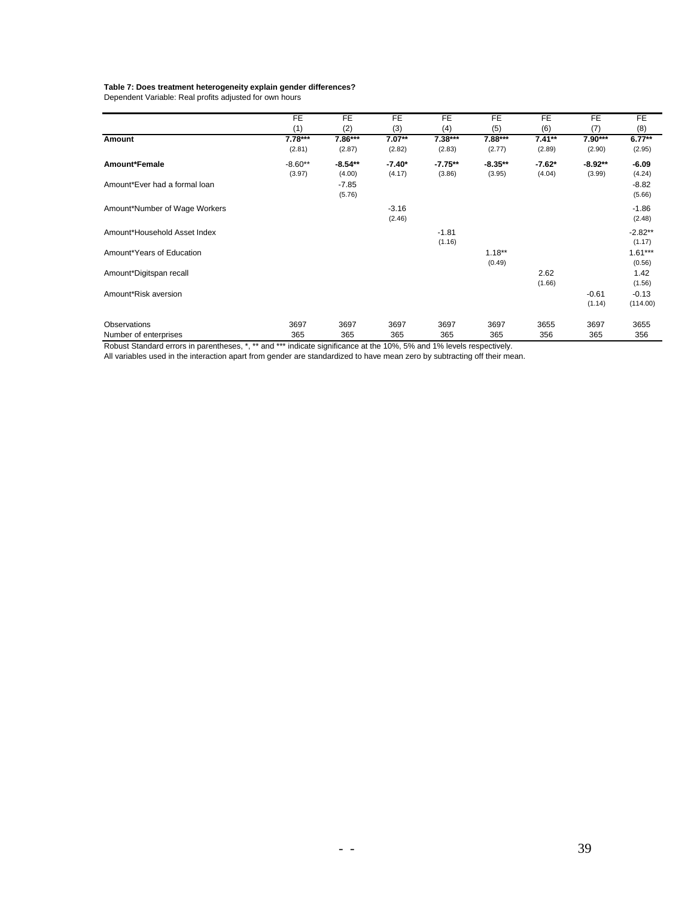**Table 7: Does treatment heterogeneity explain gender differences?**

Dependent Variable: Real profits adjusted for own hours

| | FE | FE | FE | FE | FE | FE | FE | FE |
|---|---|---|---|---|---|---|---|---|
| | (1) | (2) | (3) | (4) | (5) | (6) | (7) | (8) |
| **Amount** | **7.78*** ** | **7.86*** ** | **7.07** ** | **7.38*** ** | **7.88*** ** | **7.41** ** | **7.90*** ** | **6.77** ** |
| | (2.81) | (2.87) | (2.82) | (2.83) | (2.77) | (2.89) | (2.90) | (2.95) |
| **Amount*Female** | -8.60** | **-8.54** ** | **-7.40* ** | **-7.75** ** | **-8.35** ** | **-7.62* ** | **-8.92** ** | **-6.09** |
| | (3.97) | (4.00) | (4.17) | (3.86) | (3.95) | (4.04) | (3.99) | (4.24) |
| Amount*Ever had a formal loan | | -7.85 | | | | | | -8.82 |
| | | (5.76) | | | | | | (5.66) |
| Amount*Number of Wage Workers | | | -3.16 | | | | | -1.86 |
| | | | (2.46) | | | | | (2.48) |
| Amount*Household Asset Index | | | | -1.81 | | | | -2.82** |
| | | | | (1.16) | | | | (1.17) |
| Amount*Years of Education | | | | | 1.18** | | | 1.61*** |
| | | | | | (0.49) | | | (0.56) |
| Amount*Digitspan recall | | | | | | 2.62 | | 1.42 |
| | | | | | | (1.66) | | (1.56) |
| Amount*Risk aversion | | | | | | | -0.61 | -0.13 |
| | | | | | | | (1.14) | (114.00) |
| Observations | 3697 | 3697 | 3697 | 3697 | 3697 | 3655 | 3697 | 3655 |
| Number of enterprises | 365 | 365 | 365 | 365 | 365 | 356 | 365 | 356 |

Robust Standard errors in parentheses, *, ** and *** indicate significance at the 10%, 5% and 1% levels respectively.

All variables used in the interaction apart from gender are standardized to have mean zero by subtracting off their mean.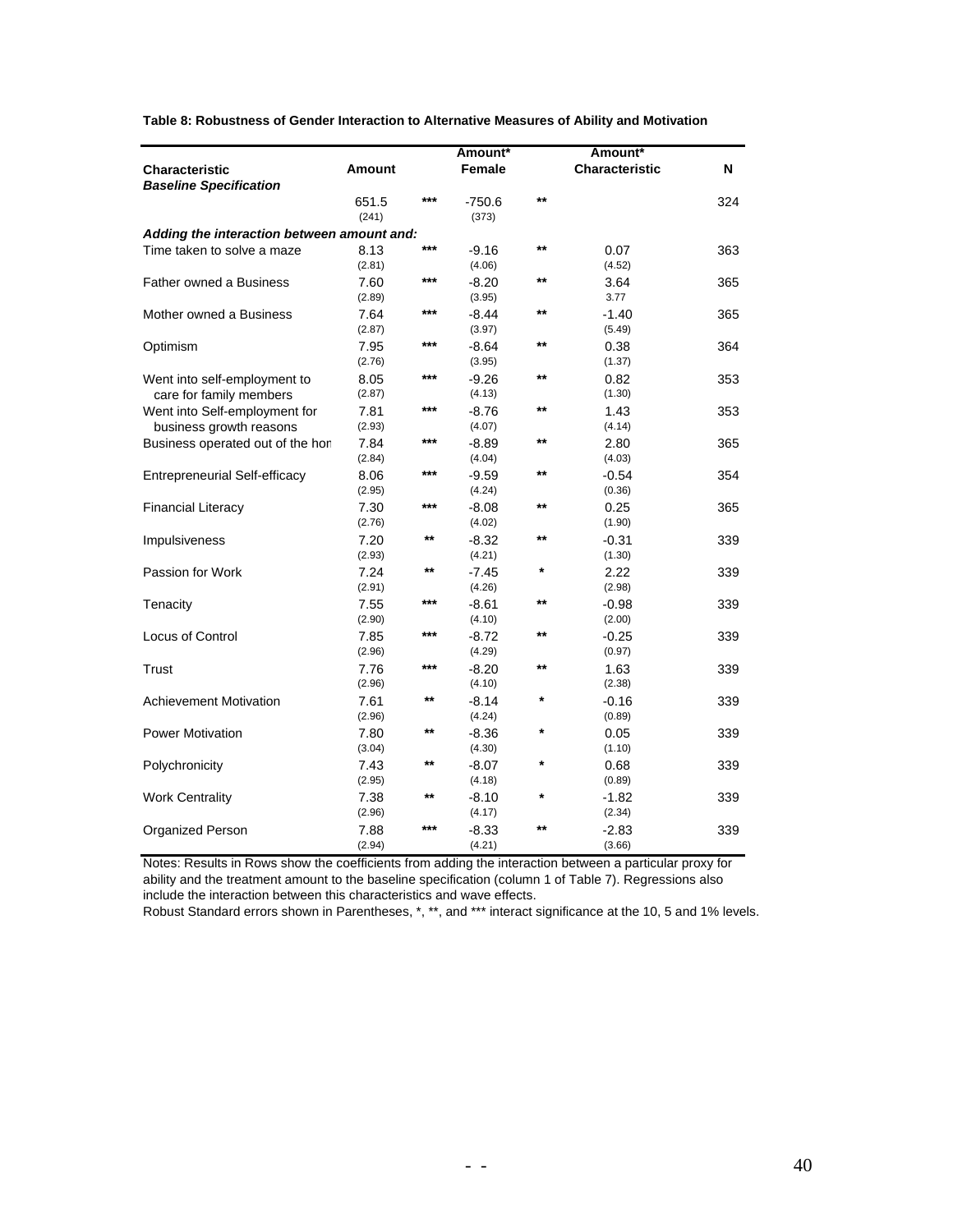**Table 8: Robustness of Gender Interaction to Alternative Measures of Ability and Motivation**

| Characteristic | Amount | | Amount* Female | | Amount* Characteristic | N |
|---|---|---|---|---|---|---|
| ***Baseline Specification*** | | | | | | |
| | 651.5 | *** | -750.6 | ** | | 324 |
| | (241) | | (373) | | | |
| ***Adding the interaction between amount and:*** | | | | | | |
| Time taken to solve a maze | 8.13 | *** | -9.16 | ** | 0.07 | 363 |
| | (2.81) | | (4.06) | | (4.52) | |
| Father owned a Business | 7.60 | *** | -8.20 | ** | 3.64 | 365 |
| | (2.89) | | (3.95) | | 3.77 | |
| Mother owned a Business | 7.64 | *** | -8.44 | ** | -1.40 | 365 |
| | (2.87) | | (3.97) | | (5.49) | |
| Optimism | 7.95 | *** | -8.64 | ** | 0.38 | 364 |
| | (2.76) | | (3.95) | | (1.37) | |
| Went into self-employment to care for family members | 8.05 | *** | -9.26 | ** | 0.82 | 353 |
| | (2.87) | | (4.13) | | (1.30) | |
| Went into Self-employment for business growth reasons | 7.81 | *** | -8.76 | ** | 1.43 | 353 |
| | (2.93) | | (4.07) | | (4.14) | |
| Business operated out of the hon | 7.84 | *** | -8.89 | ** | 2.80 | 365 |
| | (2.84) | | (4.04) | | (4.03) | |
| Entrepreneurial Self-efficacy | 8.06 | *** | -9.59 | ** | -0.54 | 354 |
| | (2.95) | | (4.24) | | (0.36) | |
| Financial Literacy | 7.30 | *** | -8.08 | ** | 0.25 | 365 |
| | (2.76) | | (4.02) | | (1.90) | |
| Impulsiveness | 7.20 | ** | -8.32 | ** | -0.31 | 339 |
| | (2.93) | | (4.21) | | (1.30) | |
| Passion for Work | 7.24 | ** | -7.45 | * | 2.22 | 339 |
| | (2.91) | | (4.26) | | (2.98) | |
| Tenacity | 7.55 | *** | -8.61 | ** | -0.98 | 339 |
| | (2.90) | | (4.10) | | (2.00) | |
| Locus of Control | 7.85 | *** | -8.72 | ** | -0.25 | 339 |
| | (2.96) | | (4.29) | | (0.97) | |
| Trust | 7.76 | *** | -8.20 | ** | 1.63 | 339 |
| | (2.96) | | (4.10) | | (2.38) | |
| Achievement Motivation | 7.61 | ** | -8.14 | * | -0.16 | 339 |
| | (2.96) | | (4.24) | | (0.89) | |
| Power Motivation | 7.80 | ** | -8.36 | * | 0.05 | 339 |
| | (3.04) | | (4.30) | | (1.10) | |
| Polychronicity | 7.43 | ** | -8.07 | * | 0.68 | 339 |
| | (2.95) | | (4.18) | | (0.89) | |
| Work Centrality | 7.38 | ** | -8.10 | * | -1.82 | 339 |
| | (2.96) | | (4.17) | | (2.34) | |
| Organized Person | 7.88 | *** | -8.33 | ** | -2.83 | 339 |
| | (2.94) | | (4.21) | | (3.66) | |

Notes: Results in Rows show the coefficients from adding the interaction between a particular proxy for ability and the treatment amount to the baseline specification (column 1 of Table 7). Regressions also include the interaction between this characteristics and wave effects.
Robust Standard errors shown in Parentheses, *, **, and *** interact significance at the 10, 5 and 1% levels.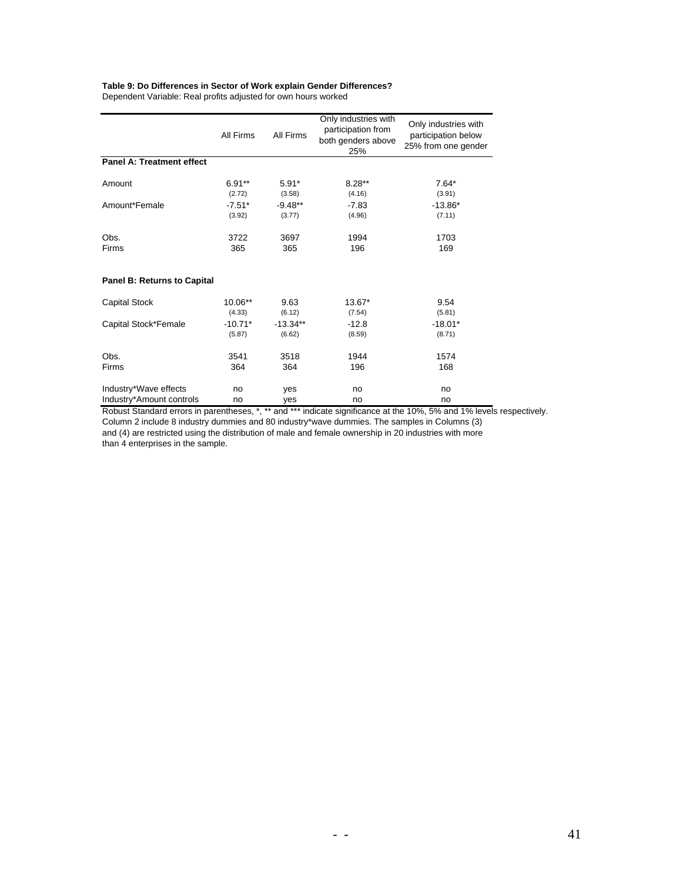**Table 9: Do Differences in Sector of Work explain Gender Differences?**

Dependent Variable: Real profits adjusted for own hours worked

| | All Firms | All Firms | Only industries with participation from both genders above 25% | Only industries with participation below 25% from one gender |
|---|---|---|---|---|
| **Panel A: Treatment effect** | | | | |
| Amount | 6.91** | 5.91* | 8.28** | 7.64* |
| | (2.72) | (3.58) | (4.16) | (3.91) |
| Amount*Female | -7.51* | -9.48** | -7.83 | -13.86* |
| | (3.92) | (3.77) | (4.96) | (7.11) |
| Obs. | 3722 | 3697 | 1994 | 1703 |
| Firms | 365 | 365 | 196 | 169 |
| **Panel B: Returns to Capital** | | | | |
| Capital Stock | 10.06** | 9.63 | 13.67* | 9.54 |
| | (4.33) | (6.12) | (7.54) | (5.81) |
| Capital Stock*Female | -10.71* | -13.34** | -12.8 | -18.01* |
| | (5.87) | (6.62) | (8.59) | (8.71) |
| Obs. | 3541 | 3518 | 1944 | 1574 |
| Firms | 364 | 364 | 196 | 168 |
| Industry*Wave effects | no | yes | no | no |
| Industry*Amount controls | no | yes | no | no |

Robust Standard errors in parentheses, *, ** and *** indicate significance at the 10%, 5% and 1% levels respectively. Column 2 include 8 industry dummies and 80 industry*wave dummies. The samples in Columns (3) and (4) are restricted using the distribution of male and female ownership in 20 industries with more than 4 enterprises in the sample.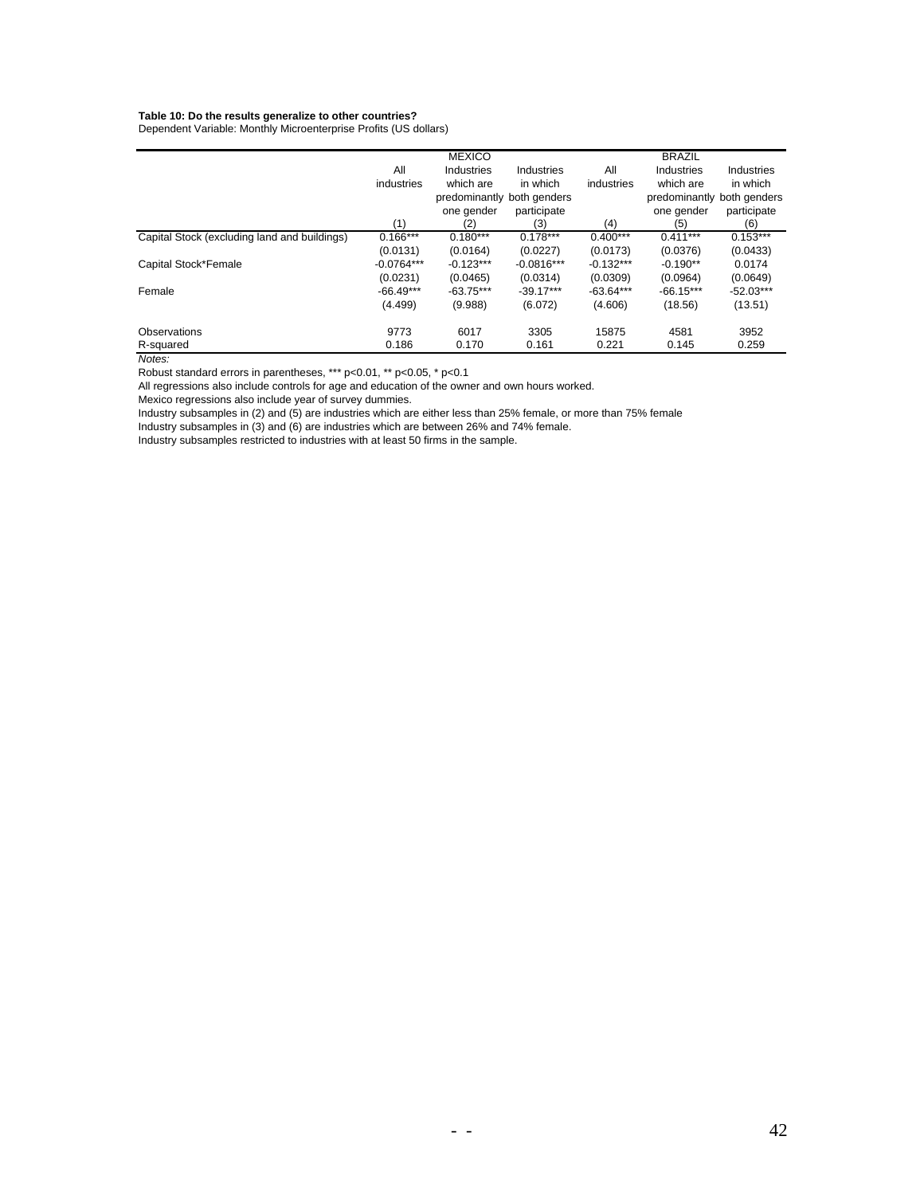**Table 10: Do the results generalize to other countries?**
Dependent Variable: Monthly Microenterprise Profits (US dollars)

| | MEXICO | | | BRAZIL | | |
|---|---|---|---|---|---|---|
| | All industries | Industries which are predominantly one gender | Industries in which both genders participate | All industries | Industries which are predominantly one gender | Industries in which both genders participate |
| | (1) | (2) | (3) | (4) | (5) | (6) |
| Capital Stock (excluding land and buildings) | 0.166*** | 0.180*** | 0.178*** | 0.400*** | 0.411*** | 0.153*** |
| | (0.0131) | (0.0164) | (0.0227) | (0.0173) | (0.0376) | (0.0433) |
| Capital Stock*Female | -0.0764*** | -0.123*** | -0.0816*** | -0.132*** | -0.190** | 0.0174 |
| | (0.0231) | (0.0465) | (0.0314) | (0.0309) | (0.0964) | (0.0649) |
| Female | -66.49*** | -63.75*** | -39.17*** | -63.64*** | -66.15*** | -52.03*** |
| | (4.499) | (9.988) | (6.072) | (4.606) | (18.56) | (13.51) |
| Observations | 9773 | 6017 | 3305 | 15875 | 4581 | 3952 |
| R-squared | 0.186 | 0.170 | 0.161 | 0.221 | 0.145 | 0.259 |

*Notes:*

Robust standard errors in parentheses, *** p<0.01, ** p<0.05, * p<0.1

All regressions also include controls for age and education of the owner and own hours worked.

Mexico regressions also include year of survey dummies.

Industry subsamples in (2) and (5) are industries which are either less than 25% female, or more than 75% female

Industry subsamples in (3) and (6) are industries which are between 26% and 74% female.

Industry subsamples restricted to industries with at least 50 firms in the sample.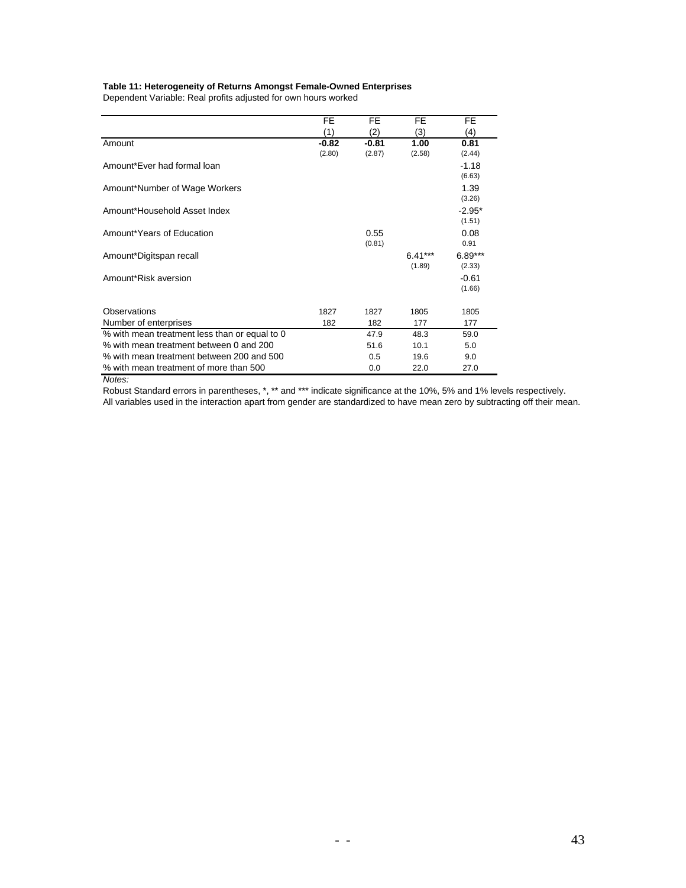**Table 11: Heterogeneity of Returns Amongst Female-Owned Enterprises**

Dependent Variable: Real profits adjusted for own hours worked

| | FE | FE | FE | FE |
|---|---|---|---|---|
| | (1) | (2) | (3) | (4) |
| Amount | **-0.82** | **-0.81** | **1.00** | **0.81** |
| | (2.80) | (2.87) | (2.58) | (2.44) |
| Amount*Ever had formal loan | | | | -1.18 |
| | | | | (6.63) |
| Amount*Number of Wage Workers | | | | 1.39 |
| | | | | (3.26) |
| Amount*Household Asset Index | | | | -2.95* |
| | | | | (1.51) |
| Amount*Years of Education | | 0.55 | | 0.08 |
| | | (0.81) | | 0.91 |
| Amount*Digitspan recall | | | 6.41*** | 6.89*** |
| | | | (1.89) | (2.33) |
| Amount*Risk aversion | | | | -0.61 |
| | | | | (1.66) |
| Observations | 1827 | 1827 | 1805 | 1805 |
| Number of enterprises | 182 | 182 | 177 | 177 |
| % with mean treatment less than or equal to 0 | | 47.9 | 48.3 | 59.0 |
| % with mean treatment between 0 and 200 | | 51.6 | 10.1 | 5.0 |
| % with mean treatment between 200 and 500 | | 0.5 | 19.6 | 9.0 |
| % with mean treatment of more than 500 | | 0.0 | 22.0 | 27.0 |

*Notes:*

Robust Standard errors in parentheses, *, ** and *** indicate significance at the 10%, 5% and 1% levels respectively.

All variables used in the interaction apart from gender are standardized to have mean zero by subtracting off their mean.